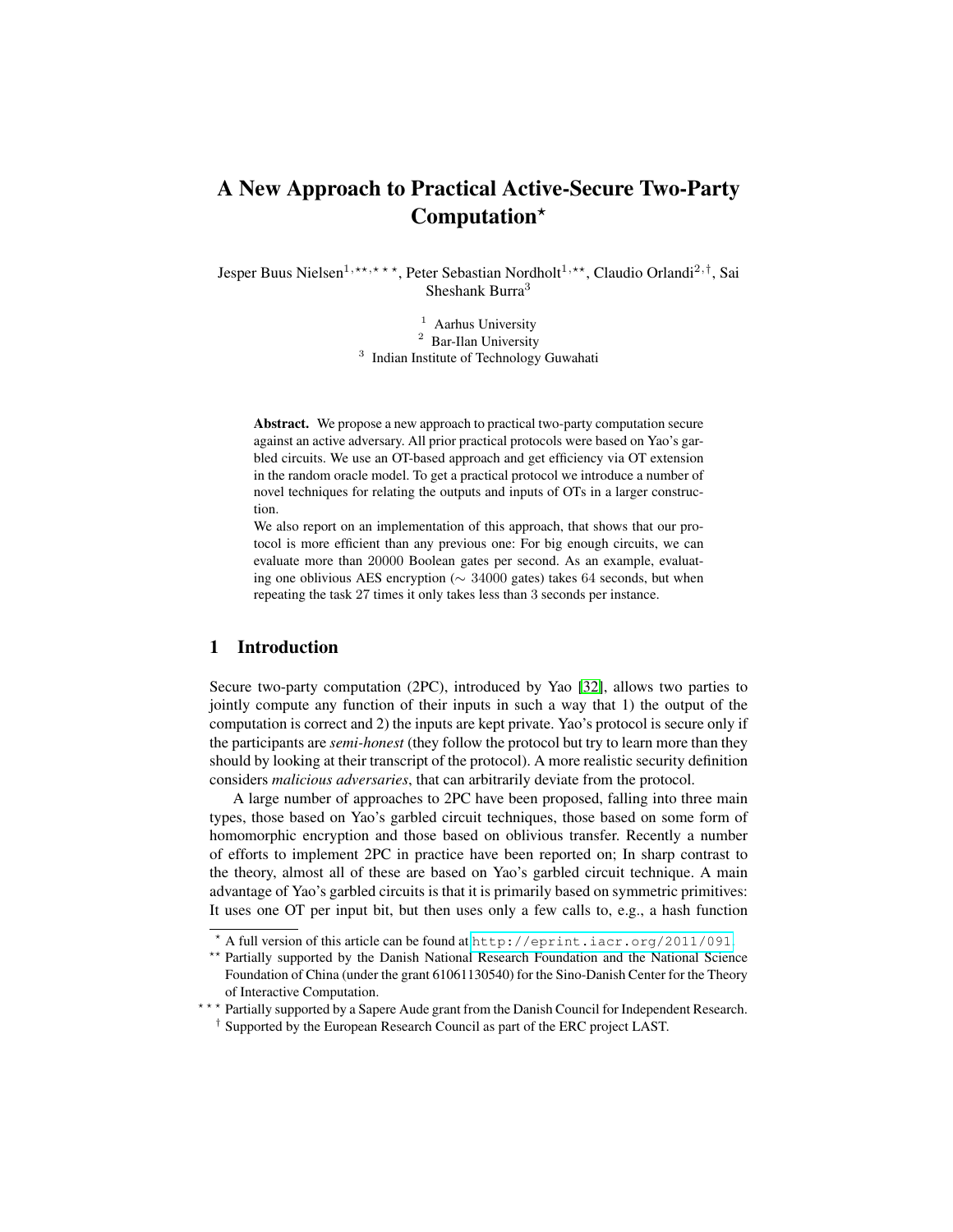# A New Approach to Practical Active-Secure Two-Party Computation*

Jesper Buus Nielsen[1,**,***], Peter Sebastian Nordholt[1,**], Claudio Orlandi[2,†], Sai Sheshank Burra[3]

[1] Aarhus University
[2] Bar-Ilan University
[3] Indian Institute of Technology Guwahati

**Abstract.** We propose a new approach to practical two-party computation secure against an active adversary. All prior practical protocols were based on Yao's garbled circuits. We use an OT-based approach and get efficiency via OT extension in the random oracle model. To get a practical protocol we introduce a number of novel techniques for relating the outputs and inputs of OTs in a larger construction.

We also report on an implementation of this approach, that shows that our protocol is more efficient than any previous one: For big enough circuits, we can evaluate more than 20000 Boolean gates per second. As an example, evaluating one oblivious AES encryption ($\sim$ 34000 gates) takes 64 seconds, but when repeating the task 27 times it only takes less than 3 seconds per instance.

## 1 Introduction

Secure two-party computation (2PC), introduced by Yao [32], allows two parties to jointly compute any function of their inputs in such a way that 1) the output of the computation is correct and 2) the inputs are kept private. Yao's protocol is secure only if the participants are *semi-honest* (they follow the protocol but try to learn more than they should by looking at their transcript of the protocol). A more realistic security definition considers *malicious adversaries*, that can arbitrarily deviate from the protocol.

A large number of approaches to 2PC have been proposed, falling into three main types, those based on Yao's garbled circuit techniques, those based on some form of homomorphic encryption and those based on oblivious transfer. Recently a number of efforts to implement 2PC in practice have been reported on; In sharp contrast to the theory, almost all of these are based on Yao's garbled circuit technique. A main advantage of Yao's garbled circuits is that it is primarily based on symmetric primitives: It uses one OT per input bit, but then uses only a few calls to, e.g., a hash function

---

* A full version of this article can be found at http://eprint.iacr.org/2011/091.

** Partially supported by the Danish National Research Foundation and the National Science Foundation of China (under the grant 61061130540) for the Sino-Danish Center for the Theory of Interactive Computation.

*** Partially supported by a Sapere Aude grant from the Danish Council for Independent Research.

† Supported by the European Research Council as part of the ERC project LAST.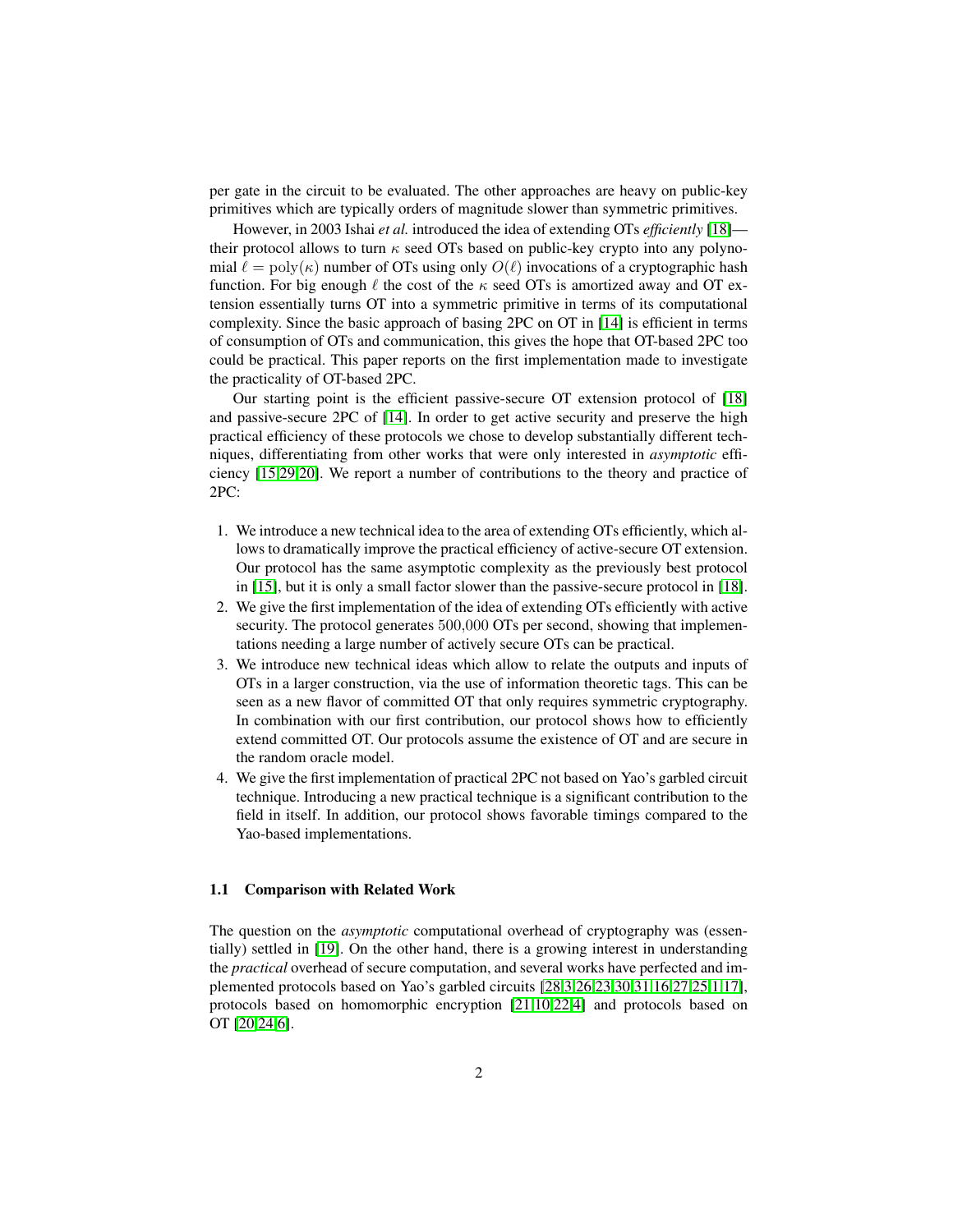per gate in the circuit to be evaluated. The other approaches are heavy on public-key primitives which are typically orders of magnitude slower than symmetric primitives.

However, in 2003 Ishai *et al.* introduced the idea of extending OTs *efficiently* [18]—their protocol allows to turn $\kappa$ seed OTs based on public-key crypto into any polynomial $\ell = \mathrm{poly}(\kappa)$ number of OTs using only $O(\ell)$ invocations of a cryptographic hash function. For big enough $\ell$ the cost of the $\kappa$ seed OTs is amortized away and OT extension essentially turns OT into a symmetric primitive in terms of its computational complexity. Since the basic approach of basing 2PC on OT in [14] is efficient in terms of consumption of OTs and communication, this gives the hope that OT-based 2PC too could be practical. This paper reports on the first implementation made to investigate the practicality of OT-based 2PC.

Our starting point is the efficient passive-secure OT extension protocol of [18] and passive-secure 2PC of [14]. In order to get active security and preserve the high practical efficiency of these protocols we chose to develop substantially different techniques, differentiating from other works that were only interested in *asymptotic* efficiency [15,29,20]. We report a number of contributions to the theory and practice of 2PC:

1. We introduce a new technical idea to the area of extending OTs efficiently, which allows to dramatically improve the practical efficiency of active-secure OT extension. Our protocol has the same asymptotic complexity as the previously best protocol in [15], but it is only a small factor slower than the passive-secure protocol in [18].
2. We give the first implementation of the idea of extending OTs efficiently with active security. The protocol generates $500{,}000$ OTs per second, showing that implementations needing a large number of actively secure OTs can be practical.
3. We introduce new technical ideas which allow to relate the outputs and inputs of OTs in a larger construction, via the use of information theoretic tags. This can be seen as a new flavor of committed OT that only requires symmetric cryptography. In combination with our first contribution, our protocol shows how to efficiently extend committed OT. Our protocols assume the existence of OT and are secure in the random oracle model.
4. We give the first implementation of practical 2PC not based on Yao's garbled circuit technique. Introducing a new practical technique is a significant contribution to the field in itself. In addition, our protocol shows favorable timings compared to the Yao-based implementations.

### 1.1 Comparison with Related Work

The question on the *asymptotic* computational overhead of cryptography was (essentially) settled in [19]. On the other hand, there is a growing interest in understanding the *practical* overhead of secure computation, and several works have perfected and implemented protocols based on Yao's garbled circuits [28,3,26,23,30,31,16,27,25,1,17], protocols based on homomorphic encryption [21,10,22,4] and protocols based on OT [20,24,6].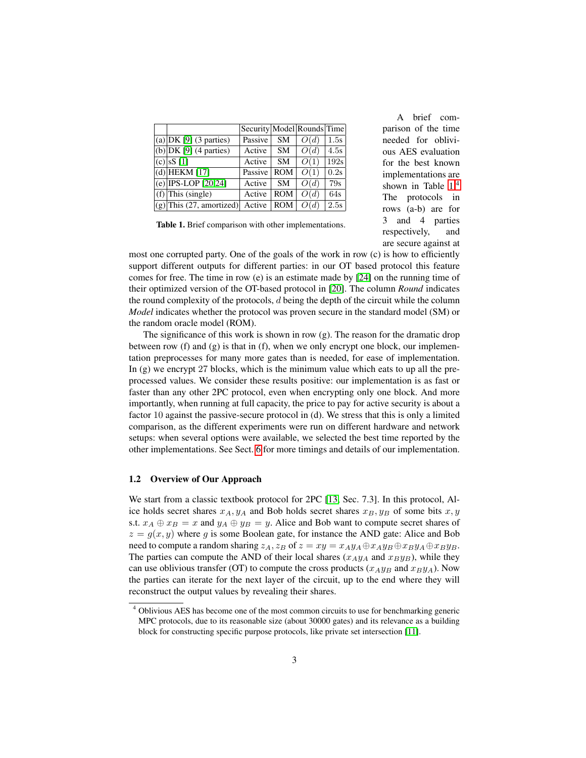|  |  | Security | Model | Rounds | Time |
|---|---|---|---|---|---|
| (a) | DK [9] (3 parties) | Passive | SM | $O(d)$ | 1.5s |
| (b) | DK [9] (4 parties) | Active | SM | $O(d)$ | 4.5s |
| (c) | sS [1] | Active | SM | $O(1)$ | 192s |
| (d) | HEKM [17] | Passive | ROM | $O(1)$ | 0.2s |
| (e) | IPS-LOP [20,24] | Active | SM | $O(d)$ | 79s |
| (f) | This (single) | Active | ROM | $O(d)$ | 64s |
| (g) | This (27, amortized) | Active | ROM | $O(d)$ | 2.5s |

**Table 1.** Brief comparison with other implementations.

A brief comparison of the time needed for oblivious AES evaluation for the best known implementations are shown in Table 1.[4] The protocols in rows (a-b) are for 3 and 4 parties respectively, and are secure against at most one corrupted party. One of the goals of the work in row (c) is how to efficiently support different outputs for different parties: in our OT based protocol this feature comes for free. The time in row (e) is an estimate made by [24] on the running time of their optimized version of the OT-based protocol in [20]. The column *Round* indicates the round complexity of the protocols, $d$ being the depth of the circuit while the column *Model* indicates whether the protocol was proven secure in the standard model (SM) or the random oracle model (ROM).

The significance of this work is shown in row (g). The reason for the dramatic drop between row (f) and (g) is that in (f), when we only encrypt one block, our implementation preprocesses for many more gates than is needed, for ease of implementation. In (g) we encrypt 27 blocks, which is the minimum value which eats to up all the preprocessed values. We consider these results positive: our implementation is as fast or faster than any other 2PC protocol, even when encrypting only one block. And more importantly, when running at full capacity, the price to pay for active security is about a factor 10 against the passive-secure protocol in (d). We stress that this is only a limited comparison, as the different experiments were run on different hardware and network setups: when several options were available, we selected the best time reported by the other implementations. See Sect. 6 for more timings and details of our implementation.

### 1.2 Overview of Our Approach

We start from a classic textbook protocol for 2PC [13, Sec. 7.3]. In this protocol, Alice holds secret shares $x_A, y_A$ and Bob holds secret shares $x_B, y_B$ of some bits $x, y$ s.t. $x_A \oplus x_B = x$ and $y_A \oplus y_B = y$. Alice and Bob want to compute secret shares of $z = g(x, y)$ where $g$ is some Boolean gate, for instance the AND gate: Alice and Bob need to compute a random sharing $z_A, z_B$ of $z = xy = x_A y_A \oplus x_A y_B \oplus x_B y_A \oplus x_B y_B$. The parties can compute the AND of their local shares ($x_A y_A$ and $x_B y_B$), while they can use oblivious transfer (OT) to compute the cross products ($x_A y_B$ and $x_B y_A$). Now the parties can iterate for the next layer of the circuit, up to the end where they will reconstruct the output values by revealing their shares.

[4] Oblivious AES has become one of the most common circuits to use for benchmarking generic MPC protocols, due to its reasonable size (about 30000 gates) and its relevance as a building block for constructing specific purpose protocols, like private set intersection [11].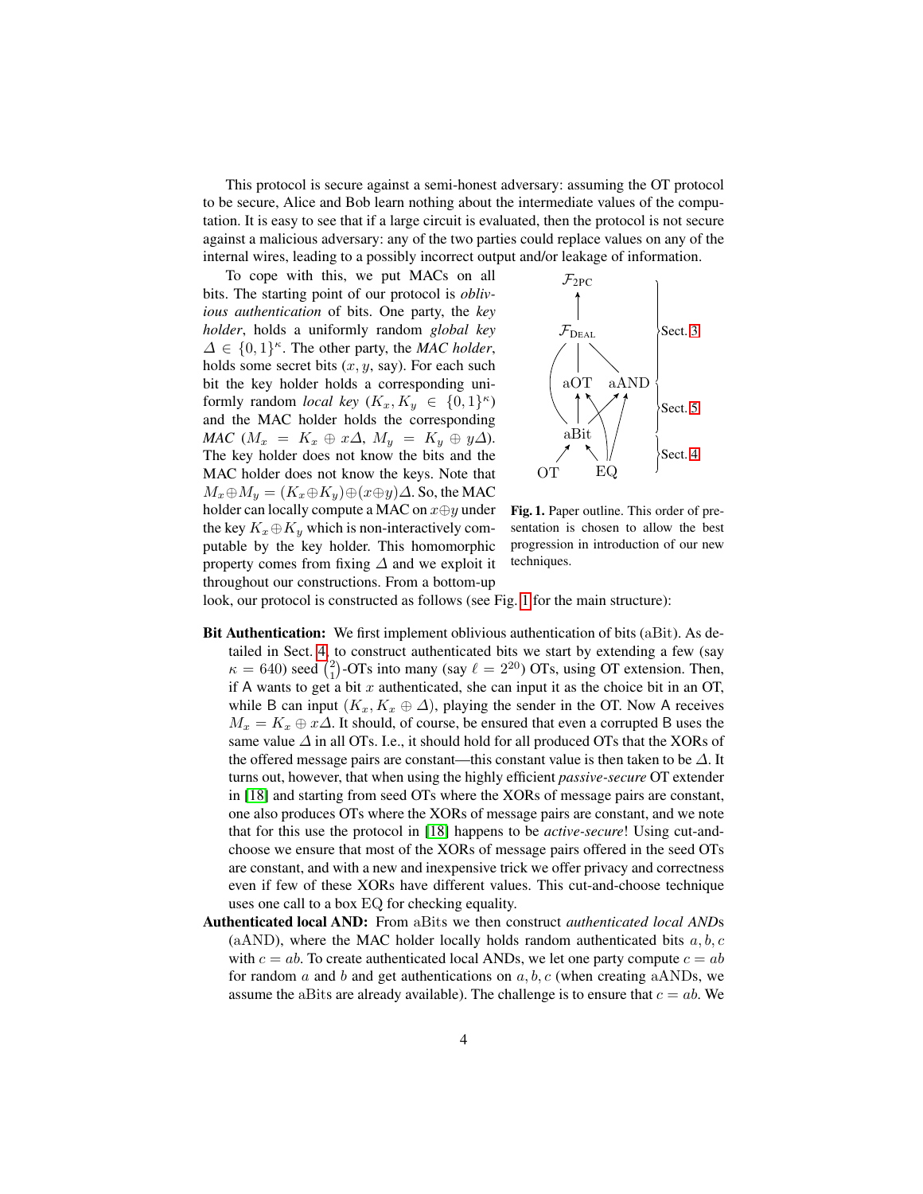This protocol is secure against a semi-honest adversary: assuming the OT protocol to be secure, Alice and Bob learn nothing about the intermediate values of the computation. It is easy to see that if a large circuit is evaluated, then the protocol is not secure against a malicious adversary: any of the two parties could replace values on any of the internal wires, leading to a possibly incorrect output and/or leakage of information.

To cope with this, we put MACs on all bits. The starting point of our protocol is *oblivious authentication* of bits. One party, the *key holder*, holds a uniformly random *global key* $\Delta \in \{0,1\}^\kappa$. The other party, the *MAC holder*, holds some secret bits ($x, y$, say). For each such bit the key holder holds a corresponding uniformly random *local key* ($K_x, K_y \in \{0,1\}^\kappa$) and the MAC holder holds the corresponding *MAC* ($M_x = K_x \oplus x\Delta$, $M_y = K_y \oplus y\Delta$). The key holder does not know the bits and the MAC holder does not know the keys. Note that $M_x \oplus M_y = (K_x \oplus K_y) \oplus (x \oplus y)\Delta$. So, the MAC holder can locally compute a MAC on $x \oplus y$ under the key $K_x \oplus K_y$ which is non-interactively computable by the key holder. This homomorphic property comes from fixing $\Delta$ and we exploit it throughout our constructions. From a bottom-up look, our protocol is constructed as follows (see Fig. 1 for the main structure):

**Fig. 1.** Paper outline. This order of presentation is chosen to allow the best progression in introduction of our new techniques.

- **Bit Authentication:** We first implement oblivious authentication of bits (aBit). As detailed in Sect. 4, to construct authenticated bits we start by extending a few (say $\kappa = 640$) seed $\binom{2}{1}$-OTs into many (say $\ell = 2^{20}$) OTs, using OT extension. Then, if A wants to get a bit $x$ authenticated, she can input it as the choice bit in an OT, while B can input $(K_x, K_x \oplus \Delta)$, playing the sender in the OT. Now A receives $M_x = K_x \oplus x\Delta$. It should, of course, be ensured that even a corrupted B uses the same value $\Delta$ in all OTs. I.e., it should hold for all produced OTs that the XORs of the offered message pairs are constant—this constant value is then taken to be $\Delta$. It turns out, however, that when using the highly efficient *passive-secure* OT extender in [18] and starting from seed OTs where the XORs of message pairs are constant, one also produces OTs where the XORs of message pairs are constant, and we note that for this use the protocol in [18] happens to be *active-secure*! Using cut-and-choose we ensure that most of the XORs of message pairs offered in the seed OTs are constant, and with a new and inexpensive trick we offer privacy and correctness even if few of these XORs have different values. This cut-and-choose technique uses one call to a box EQ for checking equality.
- **Authenticated local AND:** From aBits we then construct *authenticated local AND*s (aAND), where the MAC holder locally holds random authenticated bits $a, b, c$ with $c = ab$. To create authenticated local ANDs, we let one party compute $c = ab$ for random $a$ and $b$ and get authentications on $a, b, c$ (when creating aANDs, we assume the aBits are already available). The challenge is to ensure that $c = ab$. We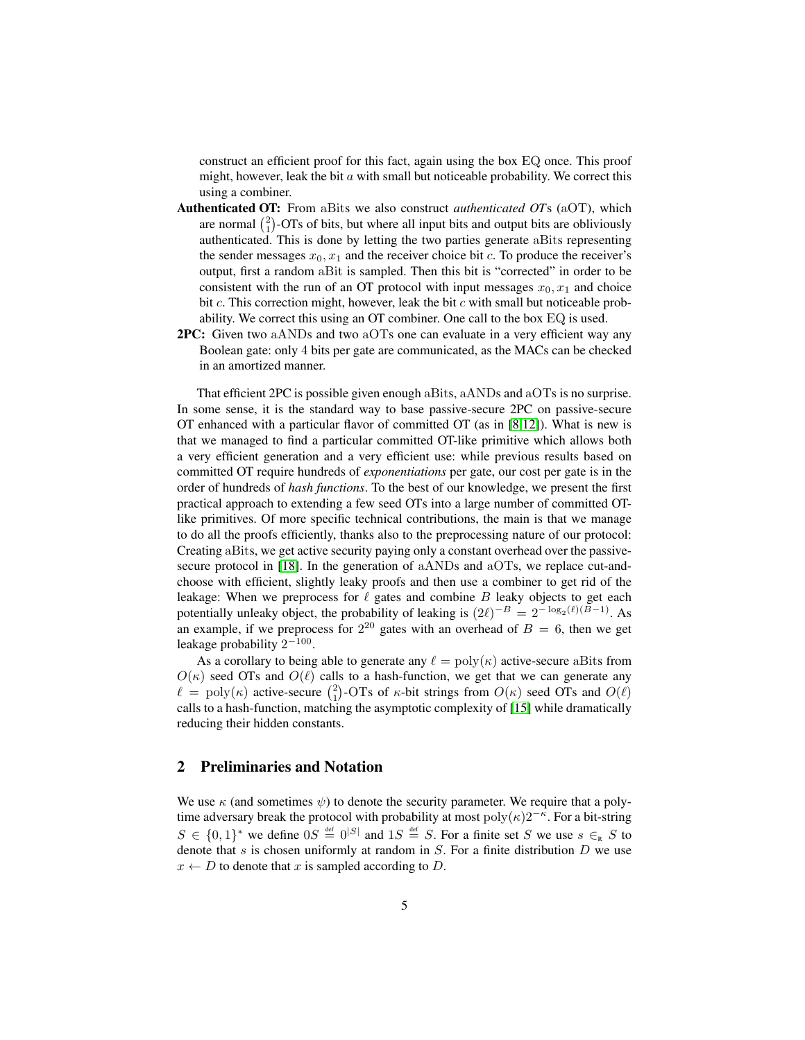construct an efficient proof for this fact, again using the box EQ once. This proof might, however, leak the bit $a$ with small but noticeable probability. We correct this using a combiner.

**Authenticated OT:** From aBits we also construct *authenticated OTs* (aOT), which are normal $\binom{2}{1}$-OTs of bits, but where all input bits and output bits are obliviously authenticated. This is done by letting the two parties generate aBits representing the sender messages $x_0, x_1$ and the receiver choice bit $c$. To produce the receiver's output, first a random aBit is sampled. Then this bit is "corrected" in order to be consistent with the run of an OT protocol with input messages $x_0, x_1$ and choice bit $c$. This correction might, however, leak the bit $c$ with small but noticeable probability. We correct this using an OT combiner. One call to the box EQ is used.

**2PC:** Given two aANDs and two aOTs one can evaluate in a very efficient way any Boolean gate: only 4 bits per gate are communicated, as the MACs can be checked in an amortized manner.

That efficient 2PC is possible given enough aBits, aANDs and aOTs is no surprise. In some sense, it is the standard way to base passive-secure 2PC on passive-secure OT enhanced with a particular flavor of committed OT (as in [8,12]). What is new is that we managed to find a particular committed OT-like primitive which allows both a very efficient generation and a very efficient use: while previous results based on committed OT require hundreds of *exponentiations* per gate, our cost per gate is in the order of hundreds of *hash functions*. To the best of our knowledge, we present the first practical approach to extending a few seed OTs into a large number of committed OT-like primitives. Of more specific technical contributions, the main is that we manage to do all the proofs efficiently, thanks also to the preprocessing nature of our protocol: Creating aBits, we get active security paying only a constant overhead over the passive-secure protocol in [18]. In the generation of aANDs and aOTs, we replace cut-and-choose with efficient, slightly leaky proofs and then use a combiner to get rid of the leakage: When we preprocess for $\ell$ gates and combine $B$ leaky objects to get each potentially unleaky object, the probability of leaking is $(2\ell)^{-B} = 2^{-\log_2(\ell)(B-1)}$. As an example, if we preprocess for $2^{20}$ gates with an overhead of $B = 6$, then we get leakage probability $2^{-100}$.

As a corollary to being able to generate any $\ell = \mathrm{poly}(\kappa)$ active-secure aBits from $O(\kappa)$ seed OTs and $O(\ell)$ calls to a hash-function, we get that we can generate any $\ell = \mathrm{poly}(\kappa)$ active-secure $\binom{2}{1}$-OTs of $\kappa$-bit strings from $O(\kappa)$ seed OTs and $O(\ell)$ calls to a hash-function, matching the asymptotic complexity of [15] while dramatically reducing their hidden constants.

## 2 Preliminaries and Notation

We use $\kappa$ (and sometimes $\psi$) to denote the security parameter. We require that a poly-time adversary break the protocol with probability at most $\mathrm{poly}(\kappa)2^{-\kappa}$. For a bit-string $S \in \{0,1\}^*$ we define $0S \stackrel{\text{def}}{=} 0^{|S|}$ and $1S \stackrel{\text{def}}{=} S$. For a finite set $S$ we use $s \in_{\text{R}} S$ to denote that $s$ is chosen uniformly at random in $S$. For a finite distribution $D$ we use $x \leftarrow D$ to denote that $x$ is sampled according to $D$.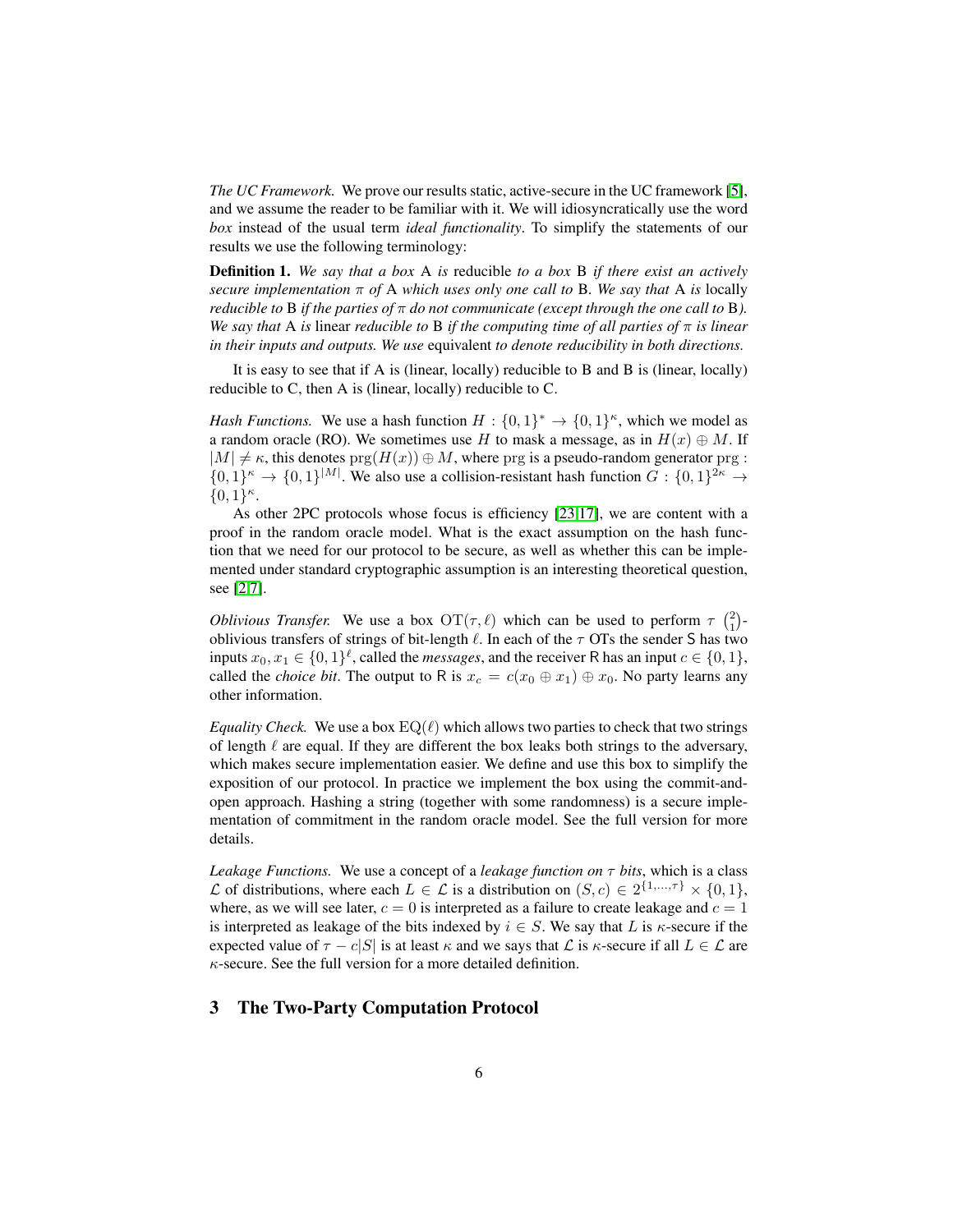*The UC Framework.* We prove our results static, active-secure in the UC framework [5], and we assume the reader to be familiar with it. We will idiosyncratically use the word *box* instead of the usual term *ideal functionality*. To simplify the statements of our results we use the following terminology:

**Definition 1.** *We say that a box* A *is* reducible *to a box* B *if there exist an actively secure implementation* $\pi$ *of* A *which uses only one call to* B*. We say that* A *is* locally reducible *to* B *if the parties of* $\pi$ *do not communicate (except through the one call to* B*). We say that* A *is* linear *reducible to* B *if the computing time of all parties of* $\pi$ *is linear in their inputs and outputs. We use* equivalent *to denote reducibility in both directions.*

It is easy to see that if A is (linear, locally) reducible to B and B is (linear, locally) reducible to C, then A is (linear, locally) reducible to C.

*Hash Functions.* We use a hash function $H : \{0,1\}^* \to \{0,1\}^\kappa$, which we model as a random oracle (RO). We sometimes use $H$ to mask a message, as in $H(x) \oplus M$. If $|M| \neq \kappa$, this denotes $\mathrm{prg}(H(x)) \oplus M$, where prg is a pseudo-random generator $\mathrm{prg} : \{0,1\}^\kappa \to \{0,1\}^{|M|}$. We also use a collision-resistant hash function $G : \{0,1\}^{2\kappa} \to \{0,1\}^\kappa$.

As other 2PC protocols whose focus is efficiency [23,17], we are content with a proof in the random oracle model. What is the exact assumption on the hash function that we need for our protocol to be secure, as well as whether this can be implemented under standard cryptographic assumption is an interesting theoretical question, see [2,7].

*Oblivious Transfer.* We use a box $\mathrm{OT}(\tau, \ell)$ which can be used to perform $\tau$ $\binom{2}{1}$-oblivious transfers of strings of bit-length $\ell$. In each of the $\tau$ OTs the sender S has two inputs $x_0, x_1 \in \{0,1\}^\ell$, called the *messages*, and the receiver R has an input $c \in \{0,1\}$, called the *choice bit*. The output to R is $x_c = c(x_0 \oplus x_1) \oplus x_0$. No party learns any other information.

*Equality Check.* We use a box $\mathrm{EQ}(\ell)$ which allows two parties to check that two strings of length $\ell$ are equal. If they are different the box leaks both strings to the adversary, which makes secure implementation easier. We define and use this box to simplify the exposition of our protocol. In practice we implement the box using the commit-and-open approach. Hashing a string (together with some randomness) is a secure implementation of commitment in the random oracle model. See the full version for more details.

*Leakage Functions.* We use a concept of a *leakage function on* $\tau$ *bits*, which is a class $\mathcal{L}$ of distributions, where each $L \in \mathcal{L}$ is a distribution on $(S, c) \in 2^{\{1,\ldots,\tau\}} \times \{0,1\}$, where, as we will see later, $c = 0$ is interpreted as a failure to create leakage and $c = 1$ is interpreted as leakage of the bits indexed by $i \in S$. We say that $L$ is $\kappa$-secure if the expected value of $\tau - c|S|$ is at least $\kappa$ and we says that $\mathcal{L}$ is $\kappa$-secure if all $L \in \mathcal{L}$ are $\kappa$-secure. See the full version for a more detailed definition.

## 3 The Two-Party Computation Protocol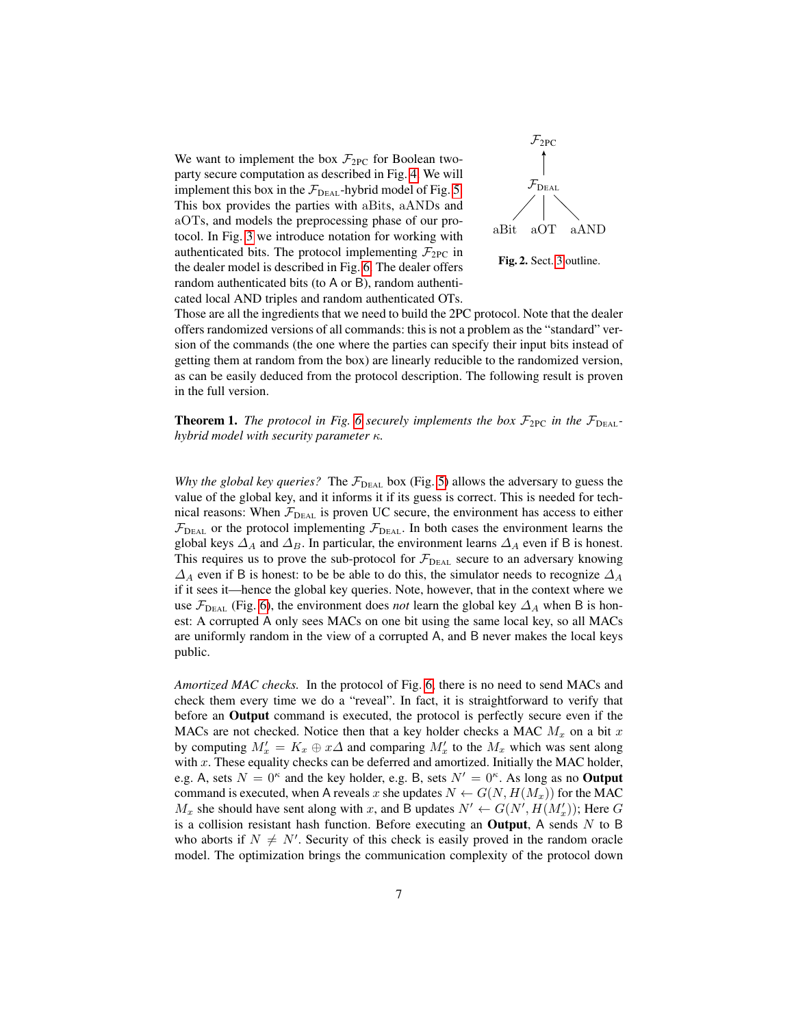We want to implement the box $\mathcal{F}_{2PC}$ for Boolean two-party secure computation as described in Fig. 4. We will implement this box in the $\mathcal{F}_{\text{DEAL}}$-hybrid model of Fig. 5. This box provides the parties with aBits, aANDs and aOTs, and models the preprocessing phase of our protocol. In Fig. 3 we introduce notation for working with authenticated bits. The protocol implementing $\mathcal{F}_{2PC}$ in the dealer model is described in Fig. 6. The dealer offers random authenticated bits (to A or B), random authenticated local AND triples and random authenticated OTs. Those are all the ingredients that we need to build the 2PC protocol. Note that the dealer offers randomized versions of all commands: this is not a problem as the "standard" version of the commands (the one where the parties can specify their input bits instead of getting them at random from the box) are linearly reducible to the randomized version, as can be easily deduced from the protocol description. The following result is proven in the full version.

$\mathcal{F}_{2PC}$ ← $\mathcal{F}_{\text{DEAL}}$ ← aBit, aOT, aAND

**Fig. 2.** Sect. 3 outline.

**Theorem 1.** *The protocol in Fig. 6 securely implements the box $\mathcal{F}_{2PC}$ in the $\mathcal{F}_{\text{DEAL}}$-hybrid model with security parameter $\kappa$.*

*Why the global key queries?* The $\mathcal{F}_{\text{DEAL}}$ box (Fig. 5) allows the adversary to guess the value of the global key, and it informs it if its guess is correct. This is needed for technical reasons: When $\mathcal{F}_{\text{DEAL}}$ is proven UC secure, the environment has access to either $\mathcal{F}_{\text{DEAL}}$ or the protocol implementing $\mathcal{F}_{\text{DEAL}}$. In both cases the environment learns the global keys $\Delta_A$ and $\Delta_B$. In particular, the environment learns $\Delta_A$ even if B is honest. This requires us to prove the sub-protocol for $\mathcal{F}_{\text{DEAL}}$ secure to an adversary knowing $\Delta_A$ even if B is honest: to be be able to do this, the simulator needs to recognize $\Delta_A$ if it sees it—hence the global key queries. Note, however, that in the context where we use $\mathcal{F}_{\text{DEAL}}$ (Fig. 6), the environment does *not* learn the global key $\Delta_A$ when B is honest: A corrupted A only sees MACs on one bit using the same local key, so all MACs are uniformly random in the view of a corrupted A, and B never makes the local keys public.

*Amortized MAC checks.* In the protocol of Fig. 6, there is no need to send MACs and check them every time we do a "reveal". In fact, it is straightforward to verify that before an **Output** command is executed, the protocol is perfectly secure even if the MACs are not checked. Notice then that a key holder checks a MAC $M_x$ on a bit $x$ by computing $M_x' = K_x \oplus x\Delta$ and comparing $M_x'$ to the $M_x$ which was sent along with $x$. These equality checks can be deferred and amortized. Initially the MAC holder, e.g. A, sets $N = 0^\kappa$ and the key holder, e.g. B, sets $N' = 0^\kappa$. As long as no **Output** command is executed, when A reveals $x$ she updates $N \leftarrow G(N, H(M_x))$ for the MAC $M_x$ she should have sent along with $x$, and B updates $N' \leftarrow G(N', H(M_x'))$; Here $G$ is a collision resistant hash function. Before executing an **Output**, A sends $N$ to B who aborts if $N \neq N'$. Security of this check is easily proved in the random oracle model. The optimization brings the communication complexity of the protocol down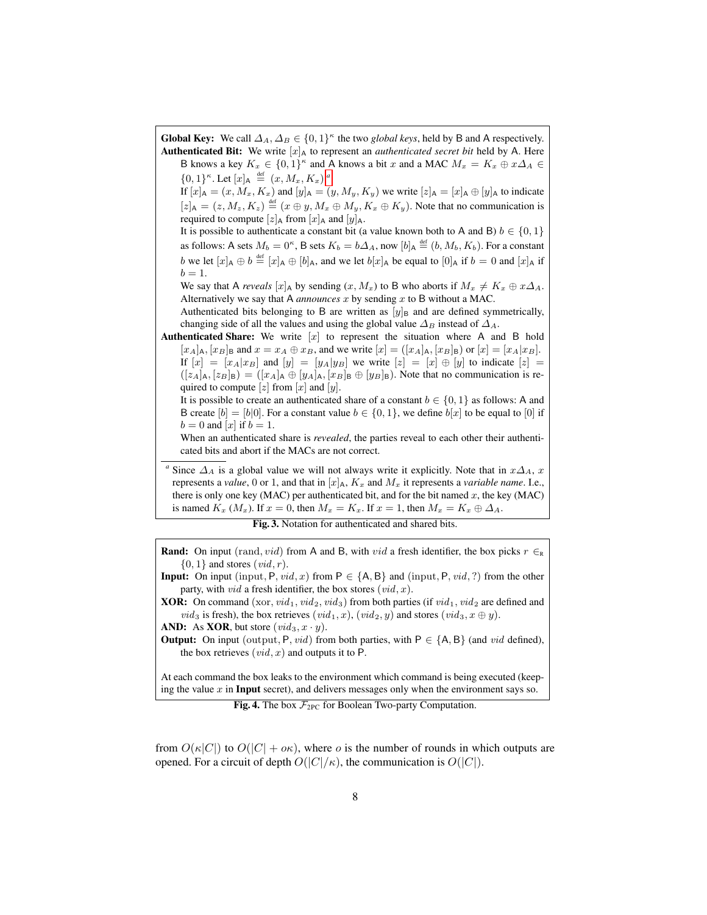**Global Key:** We call $\Delta_A, \Delta_B \in \{0,1\}^\kappa$ the two *global keys*, held by B and A respectively.

**Authenticated Bit:** We write $[x]_\mathsf{A}$ to represent an *authenticated secret bit* held by A. Here B knows a key $K_x \in \{0,1\}^\kappa$ and A knows a bit $x$ and a MAC $M_x = K_x \oplus x\Delta_A \in \{0,1\}^\kappa$. Let $[x]_\mathsf{A} \stackrel{\text{def}}{=} (x, M_x, K_x)$.[a]

If $[x]_\mathsf{A} = (x, M_x, K_x)$ and $[y]_\mathsf{A} = (y, M_y, K_y)$ we write $[z]_\mathsf{A} = [x]_\mathsf{A} \oplus [y]_\mathsf{A}$ to indicate $[z]_\mathsf{A} = (z, M_z, K_z) \stackrel{\text{def}}{=} (x \oplus y, M_x \oplus M_y, K_x \oplus K_y)$. Note that no communication is required to compute $[z]_\mathsf{A}$ from $[x]_\mathsf{A}$ and $[y]_\mathsf{A}$.

It is possible to authenticate a constant bit (a value known both to A and B) $b \in \{0,1\}$ as follows: A sets $M_b = 0^\kappa$, B sets $K_b = b\Delta_A$, now $[b]_\mathsf{A} \stackrel{\text{def}}{=} (b, M_b, K_b)$. For a constant $b$ we let $[x]_\mathsf{A} \oplus b \stackrel{\text{def}}{=} [x]_\mathsf{A} \oplus [b]_\mathsf{A}$, and we let $b[x]_\mathsf{A}$ be equal to $[0]_\mathsf{A}$ if $b = 0$ and $[x]_\mathsf{A}$ if $b = 1$.

We say that A *reveals* $[x]_\mathsf{A}$ by sending $(x, M_x)$ to B who aborts if $M_x \neq K_x \oplus x\Delta_A$. Alternatively we say that A *announces* $x$ by sending $x$ to B without a MAC.

Authenticated bits belonging to B are written as $[y]_\mathsf{B}$ and are defined symmetrically, changing side of all the values and using the global value $\Delta_B$ instead of $\Delta_A$.

**Authenticated Share:** We write $[x]$ to represent the situation where A and B hold $[x_A]_\mathsf{A}, [x_B]_\mathsf{B}$ and $x = x_A \oplus x_B$, and we write $[x] = ([x_A]_\mathsf{A}, [x_B]_\mathsf{B})$ or $[x] = [x_A|x_B]$.

If $[x] = [x_A|x_B]$ and $[y] = [y_A|y_B]$ we write $[z] = [x] \oplus [y]$ to indicate $[z] = ([z_A]_\mathsf{A}, [z_B]_\mathsf{B}) = ([x_A]_\mathsf{A} \oplus [y_A]_\mathsf{A}, [x_B]_\mathsf{B} \oplus [y_B]_\mathsf{B})$. Note that no communication is required to compute $[z]$ from $[x]$ and $[y]$.

It is possible to create an authenticated share of a constant $b \in \{0,1\}$ as follows: A and B create $[b] = [b|0]$. For a constant value $b \in \{0,1\}$, we define $b[x]$ to be equal to $[0]$ if $b = 0$ and $[x]$ if $b = 1$.

When an authenticated share is *revealed*, the parties reveal to each other their authenticated bits and abort if the MACs are not correct.

[a] Since $\Delta_A$ is a global value we will not always write it explicitly. Note that in $x\Delta_A$, $x$ represents a *value*, 0 or 1, and that in $[x]_\mathsf{A}$, $K_x$ and $M_x$ it represents a *variable name*. I.e., there is only one key (MAC) per authenticated bit, and for the bit named $x$, the key (MAC) is named $K_x$ ($M_x$). If $x = 0$, then $M_x = K_x$. If $x = 1$, then $M_x = K_x \oplus \Delta_A$.

**Fig. 3.** Notation for authenticated and shared bits.

**Rand:** On input $(\text{rand}, vid)$ from A and B, with $vid$ a fresh identifier, the box picks $r \in_R \{0,1\}$ and stores $(vid, r)$.

**Input:** On input $(\text{input}, \mathsf{P}, vid, x)$ from $\mathsf{P} \in \{\mathsf{A}, \mathsf{B}\}$ and $(\text{input}, \mathsf{P}, vid, ?)$ from the other party, with $vid$ a fresh identifier, the box stores $(vid, x)$.

**XOR:** On command $(\text{xor}, vid_1, vid_2, vid_3)$ from both parties (if $vid_1, vid_2$ are defined and $vid_3$ is fresh), the box retrieves $(vid_1, x)$, $(vid_2, y)$ and stores $(vid_3, x \oplus y)$.

**AND:** As **XOR**, but store $(vid_3, x \cdot y)$.

**Output:** On input $(\text{output}, \mathsf{P}, vid)$ from both parties, with $\mathsf{P} \in \{\mathsf{A}, \mathsf{B}\}$ (and $vid$ defined), the box retrieves $(vid, x)$ and outputs it to P.

At each command the box leaks to the environment which command is being executed (keeping the value $x$ in **Input** secret), and delivers messages only when the environment says so.

**Fig. 4.** The box $\mathcal{F}_{2PC}$ for Boolean Two-party Computation.

from $O(\kappa|C|)$ to $O(|C| + o\kappa)$, where $o$ is the number of rounds in which outputs are opened. For a circuit of depth $O(|C|/\kappa)$, the communication is $O(|C|)$.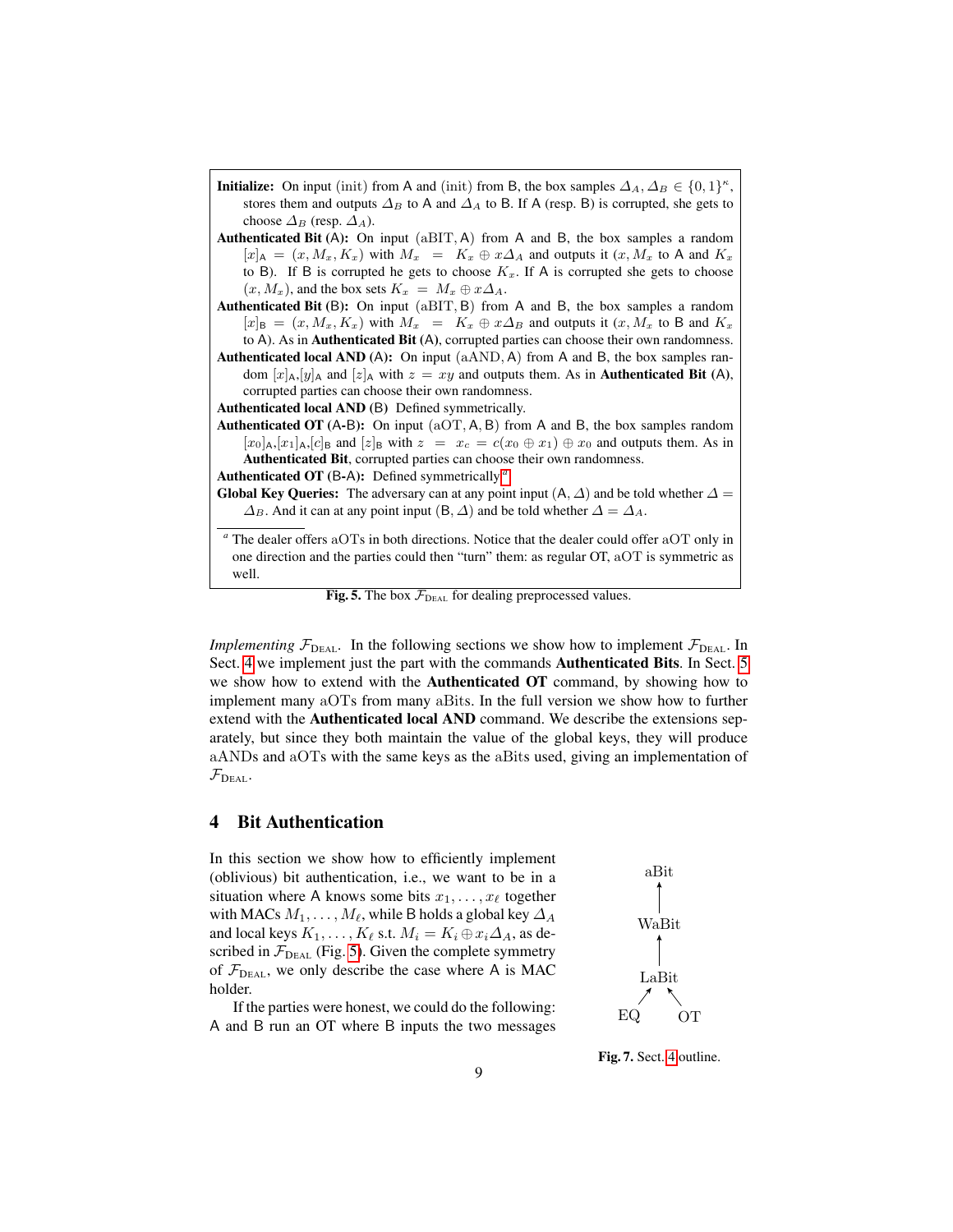**Initialize:** On input (init) from A and (init) from B, the box samples $\Delta_A, \Delta_B \in \{0,1\}^\kappa$, stores them and outputs $\Delta_B$ to A and $\Delta_A$ to B. If A (resp. B) is corrupted, she gets to choose $\Delta_B$ (resp. $\Delta_A$).

**Authenticated Bit (A):** On input (aBIT, A) from A and B, the box samples a random $[x]_\mathsf{A} = (x, M_x, K_x)$ with $M_x = K_x \oplus x\Delta_A$ and outputs it $(x, M_x$ to A and $K_x$ to B). If B is corrupted he gets to choose $K_x$. If A is corrupted she gets to choose $(x, M_x)$, and the box sets $K_x = M_x \oplus x\Delta_A$.

**Authenticated Bit (B):** On input (aBIT, B) from A and B, the box samples a random $[x]_\mathsf{B} = (x, M_x, K_x)$ with $M_x = K_x \oplus x\Delta_B$ and outputs it $(x, M_x$ to B and $K_x$ to A). As in **Authenticated Bit** (A), corrupted parties can choose their own randomness.

**Authenticated local AND (A):** On input (aAND, A) from A and B, the box samples random $[x]_\mathsf{A}$,$[y]_\mathsf{A}$ and $[z]_\mathsf{A}$ with $z = xy$ and outputs them. As in **Authenticated Bit** (A), corrupted parties can choose their own randomness.

**Authenticated local AND** (B) Defined symmetrically.

**Authenticated OT** (A-B)**:** On input (aOT, A, B) from A and B, the box samples random $[x_0]_\mathsf{A}$,$[x_1]_\mathsf{A}$,$[c]_\mathsf{B}$ and $[z]_\mathsf{B}$ with $z = x_c = c(x_0 \oplus x_1) \oplus x_0$ and outputs them. As in **Authenticated Bit**, corrupted parties can choose their own randomness.

**Authenticated OT** (B-A)**:** Defined symmetrically.[a]

**Global Key Queries:** The adversary can at any point input (A, $\Delta$) and be told whether $\Delta = \Delta_B$. And it can at any point input (B, $\Delta$) and be told whether $\Delta = \Delta_A$.

[a] The dealer offers aOTs in both directions. Notice that the dealer could offer aOT only in one direction and the parties could then "turn" them: as regular OT, aOT is symmetric as well.

**Fig. 5.** The box $\mathcal{F}_{\text{DEAL}}$ for dealing preprocessed values.

*Implementing* $\mathcal{F}_{\text{DEAL}}$. In the following sections we show how to implement $\mathcal{F}_{\text{DEAL}}$. In Sect. 4 we implement just the part with the commands **Authenticated Bits**. In Sect. 5 we show how to extend with the **Authenticated OT** command, by showing how to implement many aOTs from many aBits. In the full version we show how to further extend with the **Authenticated local AND** command. We describe the extensions separately, but since they both maintain the value of the global keys, they will produce aANDs and aOTs with the same keys as the aBits used, giving an implementation of $\mathcal{F}_{\text{DEAL}}$.

## 4 Bit Authentication

In this section we show how to efficiently implement (oblivious) bit authentication, i.e., we want to be in a situation where A knows some bits $x_1, \ldots, x_\ell$ together with MACs $M_1, \ldots, M_\ell$, while B holds a global key $\Delta_A$ and local keys $K_1, \ldots, K_\ell$ s.t. $M_i = K_i \oplus x_i\Delta_A$, as described in $\mathcal{F}_{\text{DEAL}}$ (Fig. 5). Given the complete symmetry of $\mathcal{F}_{\text{DEAL}}$, we only describe the case where A is MAC holder.

aBit ← WaBit ← LaBit ← EQ, OT

**Fig. 7.** Sect. 4 outline.

If the parties were honest, we could do the following: A and B run an OT where B inputs the two messages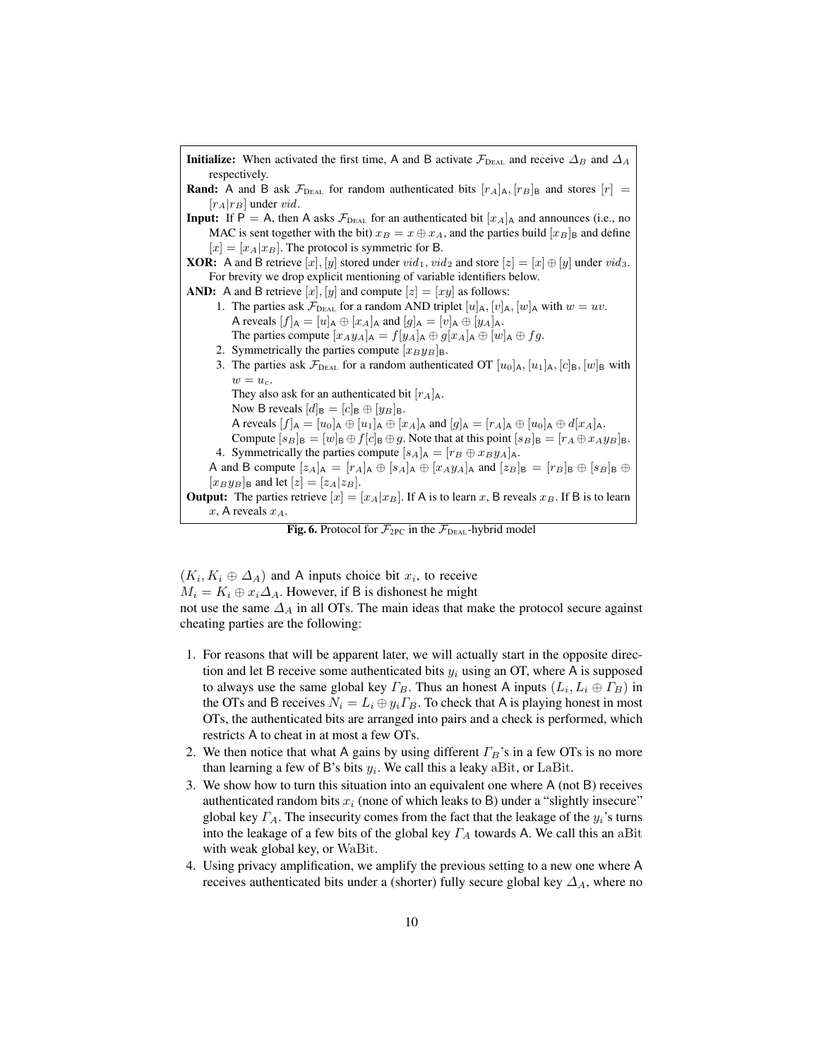**Initialize:** When activated the first time, A and B activate $\mathcal{F}_{\text{DEAL}}$ and receive $\Delta_B$ and $\Delta_A$ respectively.

**Rand:** A and B ask $\mathcal{F}_{\text{DEAL}}$ for random authenticated bits $[r_A]_\mathsf{A}, [r_B]_\mathsf{B}$ and stores $[r] = [r_A|r_B]$ under $vid$.

**Input:** If $\mathsf{P} = \mathsf{A}$, then A asks $\mathcal{F}_{\text{DEAL}}$ for an authenticated bit $[x_A]_\mathsf{A}$ and announces (i.e., no MAC is sent together with the bit) $x_B = x \oplus x_A$, and the parties build $[x_B]_\mathsf{B}$ and define $[x] = [x_A|x_B]$. The protocol is symmetric for B.

**XOR:** A and B retrieve $[x], [y]$ stored under $vid_1$, $vid_2$ and store $[z] = [x] \oplus [y]$ under $vid_3$. For brevity we drop explicit mentioning of variable identifiers below.

**AND:** A and B retrieve $[x], [y]$ and compute $[z] = [xy]$ as follows:

1. The parties ask $\mathcal{F}_{\text{DEAL}}$ for a random AND triplet $[u]_\mathsf{A}, [v]_\mathsf{A}, [w]_\mathsf{A}$ with $w = uv$.
   A reveals $[f]_\mathsf{A} = [u]_\mathsf{A} \oplus [x_A]_\mathsf{A}$ and $[g]_\mathsf{A} = [v]_\mathsf{A} \oplus [y_A]_\mathsf{A}$.
   The parties compute $[x_A y_A]_\mathsf{A} = f[y_A]_\mathsf{A} \oplus g[x_A]_\mathsf{A} \oplus [w]_\mathsf{A} \oplus fg$.
2. Symmetrically the parties compute $[x_B y_B]_\mathsf{B}$.
3. The parties ask $\mathcal{F}_{\text{DEAL}}$ for a random authenticated OT $[u_0]_\mathsf{A}, [u_1]_\mathsf{A}, [c]_\mathsf{B}, [w]_\mathsf{B}$ with $w = u_c$.
   They also ask for an authenticated bit $[r_A]_\mathsf{A}$.
   Now B reveals $[d]_\mathsf{B} = [c]_\mathsf{B} \oplus [y_B]_\mathsf{B}$.
   A reveals $[f]_\mathsf{A} = [u_0]_\mathsf{A} \oplus [u_1]_\mathsf{A} \oplus [x_A]_\mathsf{A}$ and $[g]_\mathsf{A} = [r_A]_\mathsf{A} \oplus [u_0]_\mathsf{A} \oplus d[x_A]_\mathsf{A}$.
   Compute $[s_B]_\mathsf{B} = [w]_\mathsf{B} \oplus f[c]_\mathsf{B} \oplus g$. Note that at this point $[s_B]_\mathsf{B} = [r_A \oplus x_A y_B]_\mathsf{B}$.
4. Symmetrically the parties compute $[s_A]_\mathsf{A} = [r_B \oplus x_B y_A]_\mathsf{A}$.

A and B compute $[z_A]_\mathsf{A} = [r_A]_\mathsf{A} \oplus [s_A]_\mathsf{A} \oplus [x_A y_A]_\mathsf{A}$ and $[z_B]_\mathsf{B} = [r_B]_\mathsf{B} \oplus [s_B]_\mathsf{B} \oplus [x_B y_B]_\mathsf{B}$ and let $[z] = [z_A|z_B]$.

**Output:** The parties retrieve $[x] = [x_A|x_B]$. If A is to learn $x$, B reveals $x_B$. If B is to learn $x$, A reveals $x_A$.

**Fig. 6.** Protocol for $\mathcal{F}_{\text{2PC}}$ in the $\mathcal{F}_{\text{DEAL}}$-hybrid model

$(K_i, K_i \oplus \Delta_A)$ and A inputs choice bit $x_i$, to receive $M_i = K_i \oplus x_i \Delta_A$. However, if B is dishonest he might not use the same $\Delta_A$ in all OTs. The main ideas that make the protocol secure against cheating parties are the following:

1. For reasons that will be apparent later, we will actually start in the opposite direction and let B receive some authenticated bits $y_i$ using an OT, where A is supposed to always use the same global key $\Gamma_B$. Thus an honest A inputs $(L_i, L_i \oplus \Gamma_B)$ in the OTs and B receives $N_i = L_i \oplus y_i \Gamma_B$. To check that A is playing honest in most OTs, the authenticated bits are arranged into pairs and a check is performed, which restricts A to cheat in at most a few OTs.
2. We then notice that what A gains by using different $\Gamma_B$'s in a few OTs is no more than learning a few of B's bits $y_i$. We call this a leaky aBit, or LaBit.
3. We show how to turn this situation into an equivalent one where A (not B) receives authenticated random bits $x_i$ (none of which leaks to B) under a "slightly insecure" global key $\Gamma_A$. The insecurity comes from the fact that the leakage of the $y_i$'s turns into the leakage of a few bits of the global key $\Gamma_A$ towards A. We call this an aBit with weak global key, or WaBit.
4. Using privacy amplification, we amplify the previous setting to a new one where A receives authenticated bits under a (shorter) fully secure global key $\Delta_A$, where no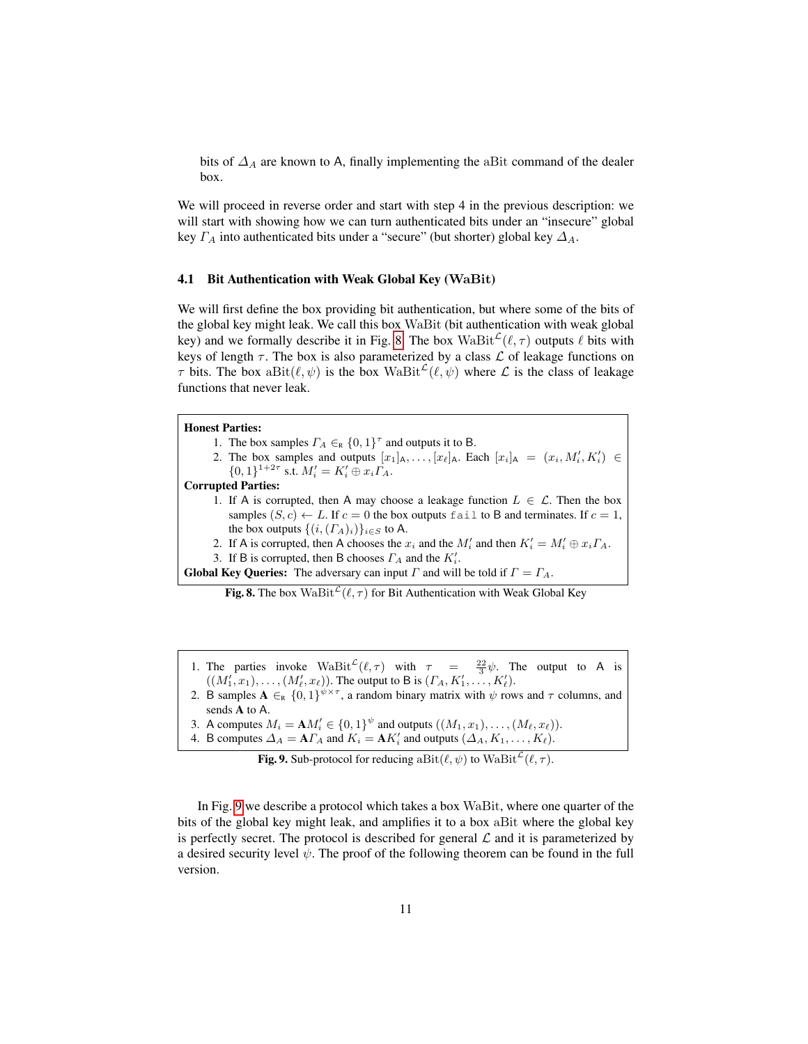bits of $\Delta_A$ are known to A, finally implementing the aBit command of the dealer box.

We will proceed in reverse order and start with step 4 in the previous description: we will start with showing how we can turn authenticated bits under an "insecure" global key $\Gamma_A$ into authenticated bits under a "secure" (but shorter) global key $\Delta_A$.

### 4.1 Bit Authentication with Weak Global Key (WaBit)

We will first define the box providing bit authentication, but where some of the bits of the global key might leak. We call this box WaBit (bit authentication with weak global key) and we formally describe it in Fig. 8. The box $\mathrm{WaBit}^{\mathcal{L}}(\ell, \tau)$ outputs $\ell$ bits with keys of length $\tau$. The box is also parameterized by a class $\mathcal{L}$ of leakage functions on $\tau$ bits. The box $\mathrm{aBit}(\ell, \psi)$ is the box $\mathrm{WaBit}^{\mathcal{L}}(\ell, \psi)$ where $\mathcal{L}$ is the class of leakage functions that never leak.

**Honest Parties:**

1. The box samples $\Gamma_A \in_{\mathrm{R}} \{0,1\}^{\tau}$ and outputs it to B.
2. The box samples and outputs $[x_1]_{\mathsf{A}}, \ldots, [x_\ell]_{\mathsf{A}}$. Each $[x_i]_{\mathsf{A}} = (x_i, M'_i, K'_i) \in \{0,1\}^{1+2\tau}$ s.t. $M'_i = K'_i \oplus x_i \Gamma_A$.

**Corrupted Parties:**

1. If A is corrupted, then A may choose a leakage function $L \in \mathcal{L}$. Then the box samples $(S, c) \leftarrow L$. If $c = 0$ the box outputs `fail` to B and terminates. If $c = 1$, the box outputs $\{(i, (\Gamma_A)_i)\}_{i \in S}$ to A.
2. If A is corrupted, then A chooses the $x_i$ and the $M'_i$ and then $K'_i = M'_i \oplus x_i \Gamma_A$.
3. If B is corrupted, then B chooses $\Gamma_A$ and the $K'_i$.

**Global Key Queries:** The adversary can input $\Gamma$ and will be told if $\Gamma = \Gamma_A$.

**Fig. 8.** The box $\mathrm{WaBit}^{\mathcal{L}}(\ell, \tau)$ for Bit Authentication with Weak Global Key

1. The parties invoke $\mathrm{WaBit}^{\mathcal{L}}(\ell, \tau)$ with $\tau = \frac{22}{3}\psi$. The output to A is $((M'_1, x_1), \ldots, (M'_\ell, x_\ell))$. The output to B is $(\Gamma_A, K'_1, \ldots, K'_\ell)$.
2. B samples $\mathbf{A} \in_{\mathrm{R}} \{0,1\}^{\psi \times \tau}$, a random binary matrix with $\psi$ rows and $\tau$ columns, and sends $\mathbf{A}$ to A.
3. A computes $M_i = \mathbf{A} M'_i \in \{0,1\}^{\psi}$ and outputs $((M_1, x_1), \ldots, (M_\ell, x_\ell))$.
4. B computes $\Delta_A = \mathbf{A}\Gamma_A$ and $K_i = \mathbf{A} K'_i$ and outputs $(\Delta_A, K_1, \ldots, K_\ell)$.

**Fig. 9.** Sub-protocol for reducing $\mathrm{aBit}(\ell, \psi)$ to $\mathrm{WaBit}^{\mathcal{L}}(\ell, \tau)$.

In Fig. 9 we describe a protocol which takes a box WaBit, where one quarter of the bits of the global key might leak, and amplifies it to a box aBit where the global key is perfectly secret. The protocol is described for general $\mathcal{L}$ and it is parameterized by a desired security level $\psi$. The proof of the following theorem can be found in the full version.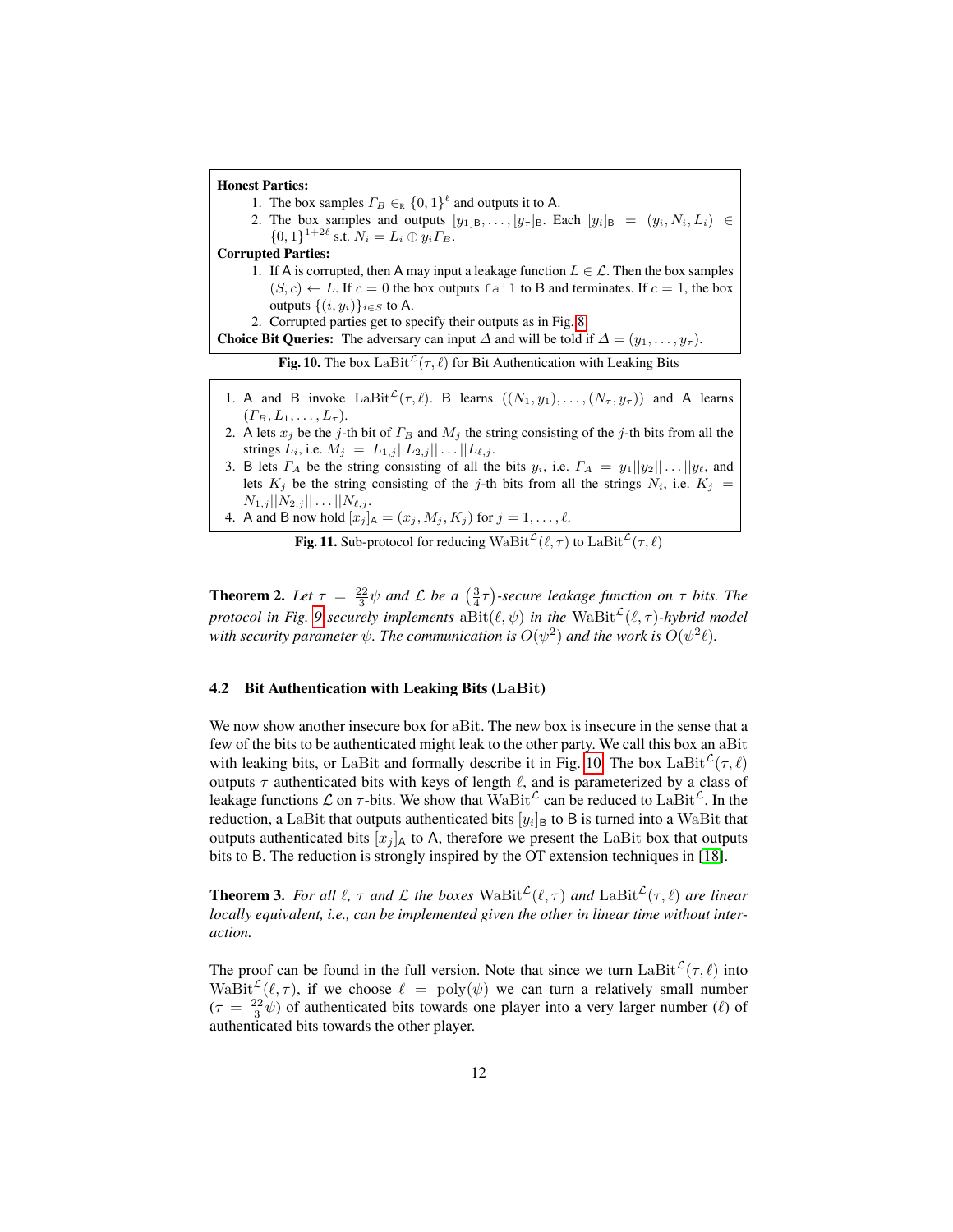**Honest Parties:**

1. The box samples $\Gamma_B \in_R \{0,1\}^\ell$ and outputs it to A.
2. The box samples and outputs $[y_1]_\mathsf{B}, \ldots, [y_\tau]_\mathsf{B}$. Each $[y_i]_\mathsf{B} = (y_i, N_i, L_i) \in \{0,1\}^{1+2\ell}$ s.t. $N_i = L_i \oplus y_i \Gamma_B$.

**Corrupted Parties:**

1. If A is corrupted, then A may input a leakage function $L \in \mathcal{L}$. Then the box samples $(S, c) \leftarrow L$. If $c = 0$ the box outputs `fail` to B and terminates. If $c = 1$, the box outputs $\{(i, y_i)\}_{i \in S}$ to A.
2. Corrupted parties get to specify their outputs as in Fig. 8.

**Choice Bit Queries:** The adversary can input $\Delta$ and will be told if $\Delta = (y_1, \ldots, y_\tau)$.

**Fig. 10.** The box $\mathrm{LaBit}^{\mathcal{L}}(\tau, \ell)$ for Bit Authentication with Leaking Bits

1. A and B invoke $\mathrm{LaBit}^{\mathcal{L}}(\tau, \ell)$. B learns $((N_1, y_1), \ldots, (N_\tau, y_\tau))$ and A learns $(\Gamma_B, L_1, \ldots, L_\tau)$.
2. A lets $x_j$ be the $j$-th bit of $\Gamma_B$ and $M_j$ the string consisting of the $j$-th bits from all the strings $L_i$, i.e. $M_j = L_{1,j} || L_{2,j} || \ldots || L_{\ell,j}$.
3. B lets $\Gamma_A$ be the string consisting of all the bits $y_i$, i.e. $\Gamma_A = y_1 || y_2 || \ldots || y_\ell$, and lets $K_j$ be the string consisting of the $j$-th bits from all the strings $N_i$, i.e. $K_j = N_{1,j} || N_{2,j} || \ldots || N_{\ell,j}$.
4. A and B now hold $[x_j]_\mathsf{A} = (x_j, M_j, K_j)$ for $j = 1, \ldots, \ell$.

**Fig. 11.** Sub-protocol for reducing $\mathrm{WaBit}^{\mathcal{L}}(\ell, \tau)$ to $\mathrm{LaBit}^{\mathcal{L}}(\tau, \ell)$

**Theorem 2.** *Let $\tau = \frac{22}{3}\psi$ and $\mathcal{L}$ be a $\left(\frac{3}{4}\tau\right)$-secure leakage function on $\tau$ bits. The protocol in Fig. 9 securely implements $\mathrm{aBit}(\ell, \psi)$ in the $\mathrm{WaBit}^{\mathcal{L}}(\ell, \tau)$-hybrid model with security parameter $\psi$. The communication is $O(\psi^2)$ and the work is $O(\psi^2 \ell)$.*

### 4.2 Bit Authentication with Leaking Bits (LaBit)

We now show another insecure box for aBit. The new box is insecure in the sense that a few of the bits to be authenticated might leak to the other party. We call this box an aBit with leaking bits, or LaBit and formally describe it in Fig. 10. The box $\mathrm{LaBit}^{\mathcal{L}}(\tau, \ell)$ outputs $\tau$ authenticated bits with keys of length $\ell$, and is parameterized by a class of leakage functions $\mathcal{L}$ on $\tau$-bits. We show that $\mathrm{WaBit}^{\mathcal{L}}$ can be reduced to $\mathrm{LaBit}^{\mathcal{L}}$. In the reduction, a LaBit that outputs authenticated bits $[y_i]_\mathsf{B}$ to B is turned into a WaBit that outputs authenticated bits $[x_j]_\mathsf{A}$ to A, therefore we present the LaBit box that outputs bits to B. The reduction is strongly inspired by the OT extension techniques in [18].

**Theorem 3.** *For all $\ell$, $\tau$ and $\mathcal{L}$ the boxes $\mathrm{WaBit}^{\mathcal{L}}(\ell, \tau)$ and $\mathrm{LaBit}^{\mathcal{L}}(\tau, \ell)$ are linear locally equivalent, i.e., can be implemented given the other in linear time without interaction.*

The proof can be found in the full version. Note that since we turn $\mathrm{LaBit}^{\mathcal{L}}(\tau, \ell)$ into $\mathrm{WaBit}^{\mathcal{L}}(\ell, \tau)$, if we choose $\ell = \mathrm{poly}(\psi)$ we can turn a relatively small number ($\tau = \frac{22}{3}\psi$) of authenticated bits towards one player into a very larger number ($\ell$) of authenticated bits towards the other player.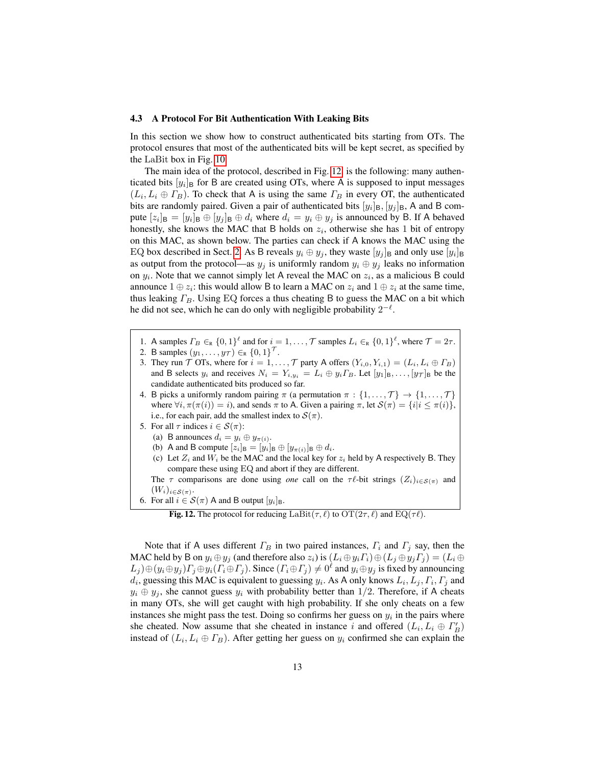### 4.3 A Protocol For Bit Authentication With Leaking Bits

In this section we show how to construct authenticated bits starting from OTs. The protocol ensures that most of the authenticated bits will be kept secret, as specified by the LaBit box in Fig. 10.

The main idea of the protocol, described in Fig. 12, is the following: many authenticated bits $[y_i]_\mathsf{B}$ for B are created using OTs, where A is supposed to input messages $(L_i, L_i \oplus \Gamma_B)$. To check that A is using the same $\Gamma_B$ in every OT, the authenticated bits are randomly paired. Given a pair of authenticated bits $[y_i]_\mathsf{B}, [y_j]_\mathsf{B}$, A and B compute $[z_i]_\mathsf{B} = [y_i]_\mathsf{B} \oplus [y_j]_\mathsf{B} \oplus d_i$ where $d_i = y_i \oplus y_j$ is announced by B. If A behaved honestly, she knows the MAC that B holds on $z_i$, otherwise she has 1 bit of entropy on this MAC, as shown below. The parties can check if A knows the MAC using the EQ box described in Sect. 2. As B reveals $y_i \oplus y_j$, they waste $[y_j]_\mathsf{B}$ and only use $[y_i]_\mathsf{B}$ as output from the protocol—as $y_j$ is uniformly random $y_i \oplus y_j$ leaks no information on $y_i$. Note that we cannot simply let A reveal the MAC on $z_i$, as a malicious B could announce $1 \oplus z_i$: this would allow B to learn a MAC on $z_i$ and $1 \oplus z_i$ at the same time, thus leaking $\Gamma_B$. Using EQ forces a thus cheating B to guess the MAC on a bit which he did not see, which he can do only with negligible probability $2^{-\ell}$.

1. A samples $\Gamma_B \in_\mathrm{R} \{0,1\}^\ell$ and for $i = 1, \ldots, \mathcal{T}$ samples $L_i \in_\mathrm{R} \{0,1\}^\ell$, where $\mathcal{T} = 2\tau$.
2. B samples $(y_1, \ldots, y_\mathcal{T}) \in_\mathrm{R} \{0,1\}^\mathcal{T}$.
3. They run $\mathcal{T}$ OTs, where for $i = 1, \ldots, \mathcal{T}$ party A offers $(Y_{i,0}, Y_{i,1}) = (L_i, L_i \oplus \Gamma_B)$ and B selects $y_i$ and receives $N_i = Y_{i,y_i} = L_i \oplus y_i \Gamma_B$. Let $[y_1]_\mathsf{B}, \ldots, [y_\mathcal{T}]_\mathsf{B}$ be the candidate authenticated bits produced so far.
4. B picks a uniformly random pairing $\pi$ (a permutation $\pi : \{1, \ldots, \mathcal{T}\} \to \{1, \ldots, \mathcal{T}\}$ where $\forall i, \pi(\pi(i)) = i$), and sends $\pi$ to A. Given a pairing $\pi$, let $\mathcal{S}(\pi) = \{i | i \leq \pi(i)\}$, i.e., for each pair, add the smallest index to $\mathcal{S}(\pi)$.
5. For all $\tau$ indices $i \in \mathcal{S}(\pi)$:
   (a) B announces $d_i = y_i \oplus y_{\pi(i)}$.
   (b) A and B compute $[z_i]_\mathsf{B} = [y_i]_\mathsf{B} \oplus [y_{\pi(i)}]_\mathsf{B} \oplus d_i$.
   (c) Let $Z_i$ and $W_i$ be the MAC and the local key for $z_i$ held by A respectively B. They compare these using EQ and abort if they are different.

   The $\tau$ comparisons are done using *one* call on the $\tau\ell$-bit strings $(Z_i)_{i \in \mathcal{S}(\pi)}$ and $(W_i)_{i \in \mathcal{S}(\pi)}$.
6. For all $i \in \mathcal{S}(\pi)$ A and B output $[y_i]_\mathsf{B}$.

**Fig. 12.** The protocol for reducing $\mathrm{LaBit}(\tau, \ell)$ to $\mathrm{OT}(2\tau, \ell)$ and $\mathrm{EQ}(\tau\ell)$.

Note that if A uses different $\Gamma_B$ in two paired instances, $\Gamma_i$ and $\Gamma_j$ say, then the MAC held by B on $y_i \oplus y_j$ (and therefore also $z_i$) is $(L_i \oplus y_i \Gamma_i) \oplus (L_j \oplus y_j \Gamma_j) = (L_i \oplus L_j) \oplus (y_i \oplus y_j)\Gamma_j \oplus y_i(\Gamma_i \oplus \Gamma_j)$. Since $(\Gamma_i \oplus \Gamma_j) \neq 0^\ell$ and $y_i \oplus y_j$ is fixed by announcing $d_i$, guessing this MAC is equivalent to guessing $y_i$. As A only knows $L_i, L_j, \Gamma_i, \Gamma_j$ and $y_i \oplus y_j$, she cannot guess $y_i$ with probability better than $1/2$. Therefore, if A cheats in many OTs, she will get caught with high probability. If she only cheats on a few instances she might pass the test. Doing so confirms her guess on $y_i$ in the pairs where she cheated. Now assume that she cheated in instance $i$ and offered $(L_i, L_i \oplus \Gamma'_B)$ instead of $(L_i, L_i \oplus \Gamma_B)$. After getting her guess on $y_i$ confirmed she can explain the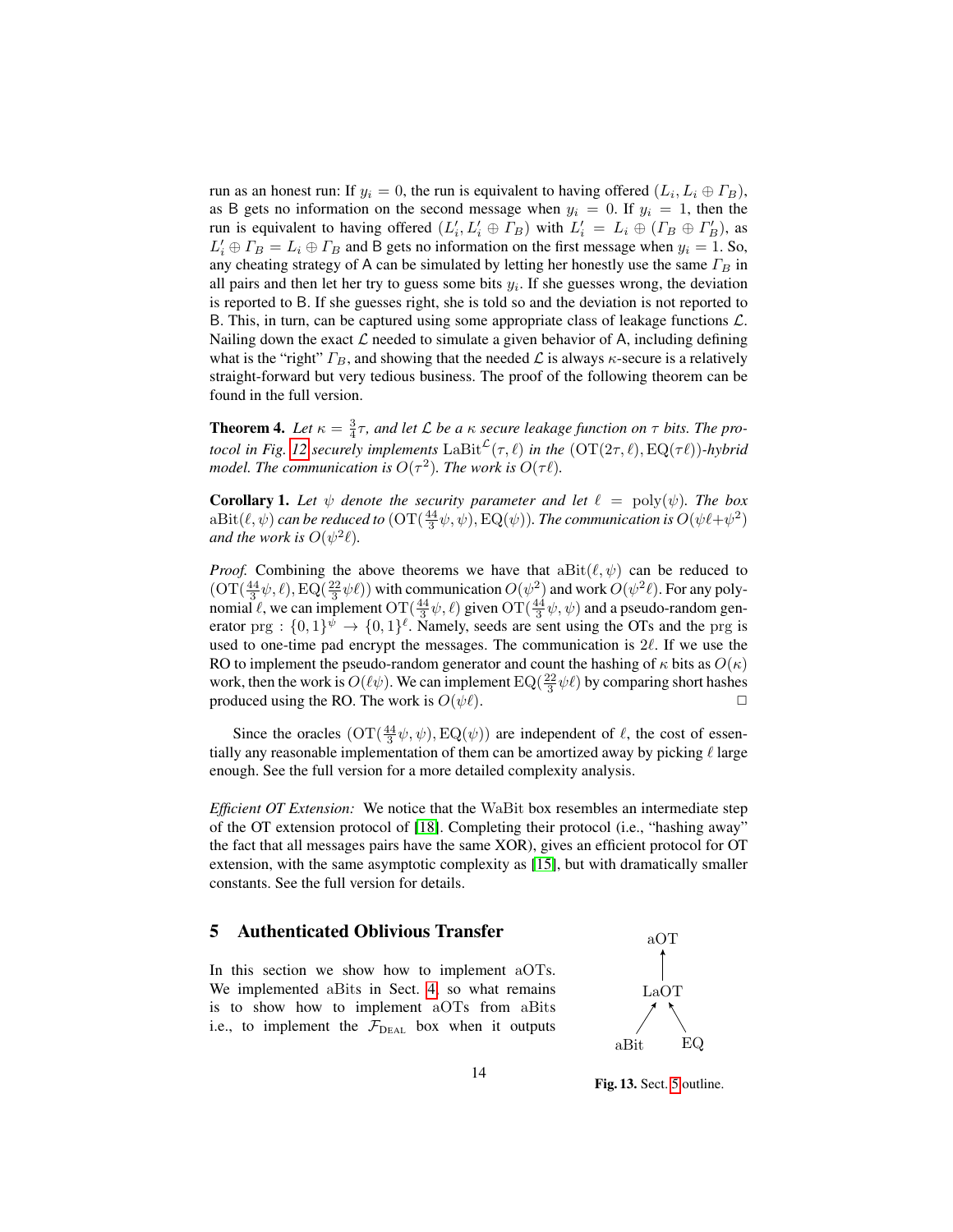run as an honest run: If $y_i = 0$, the run is equivalent to having offered $(L_i, L_i \oplus \Gamma_B)$, as B gets no information on the second message when $y_i = 0$. If $y_i = 1$, then the run is equivalent to having offered $(L'_i, L'_i \oplus \Gamma_B)$ with $L'_i = L_i \oplus (\Gamma_B \oplus \Gamma'_B)$, as $L'_i \oplus \Gamma_B = L_i \oplus \Gamma_B$ and B gets no information on the first message when $y_i = 1$. So, any cheating strategy of A can be simulated by letting her honestly use the same $\Gamma_B$ in all pairs and then let her try to guess some bits $y_i$. If she guesses wrong, the deviation is reported to B. If she guesses right, she is told so and the deviation is not reported to B. This, in turn, can be captured using some appropriate class of leakage functions $\mathcal{L}$. Nailing down the exact $\mathcal{L}$ needed to simulate a given behavior of A, including defining what is the "right" $\Gamma_B$, and showing that the needed $\mathcal{L}$ is always $\kappa$-secure is a relatively straight-forward but very tedious business. The proof of the following theorem can be found in the full version.

**Theorem 4.** *Let $\kappa = \frac{3}{4}\tau$, and let $\mathcal{L}$ be a $\kappa$ secure leakage function on $\tau$ bits. The protocol in Fig. 12 securely implements $\mathrm{LaBit}^{\mathcal{L}}(\tau, \ell)$ in the $(\mathrm{OT}(2\tau, \ell), \mathrm{EQ}(\tau\ell))$-hybrid model. The communication is $O(\tau^2)$. The work is $O(\tau\ell)$.*

**Corollary 1.** *Let $\psi$ denote the security parameter and let $\ell = \mathrm{poly}(\psi)$. The box $\mathrm{aBit}(\ell, \psi)$ can be reduced to $(\mathrm{OT}(\frac{44}{3}\psi, \psi), \mathrm{EQ}(\psi))$. The communication is $O(\psi\ell + \psi^2)$ and the work is $O(\psi^2\ell)$.*

*Proof.* Combining the above theorems we have that $\mathrm{aBit}(\ell, \psi)$ can be reduced to $(\mathrm{OT}(\frac{44}{3}\psi, \ell), \mathrm{EQ}(\frac{22}{3}\psi\ell))$ with communication $O(\psi^2)$ and work $O(\psi^2\ell)$. For any polynomial $\ell$, we can implement $\mathrm{OT}(\frac{44}{3}\psi, \ell)$ given $\mathrm{OT}(\frac{44}{3}\psi, \psi)$ and a pseudo-random generator $\mathrm{prg} : \{0,1\}^{\psi} \to \{0,1\}^{\ell}$. Namely, seeds are sent using the OTs and the prg is used to one-time pad encrypt the messages. The communication is $2\ell$. If we use the RO to implement the pseudo-random generator and count the hashing of $\kappa$ bits as $O(\kappa)$ work, then the work is $O(\ell\psi)$. We can implement $\mathrm{EQ}(\frac{22}{3}\psi\ell)$ by comparing short hashes produced using the RO. The work is $O(\psi\ell)$. □

Since the oracles $(\mathrm{OT}(\frac{44}{3}\psi, \psi), \mathrm{EQ}(\psi))$ are independent of $\ell$, the cost of essentially any reasonable implementation of them can be amortized away by picking $\ell$ large enough. See the full version for a more detailed complexity analysis.

*Efficient OT Extension:* We notice that the WaBit box resembles an intermediate step of the OT extension protocol of [18]. Completing their protocol (i.e., "hashing away" the fact that all messages pairs have the same XOR), gives an efficient protocol for OT extension, with the same asymptotic complexity as [15], but with dramatically smaller constants. See the full version for details.

## 5 Authenticated Oblivious Transfer

In this section we show how to implement aOTs. We implemented aBits in Sect. 4, so what remains is to show how to implement aOTs from aBits i.e., to implement the $\mathcal{F}_{\mathrm{DEAL}}$ box when it outputs

aOT ← LaOT ← aBit, EQ

**Fig. 13.** Sect. 5 outline.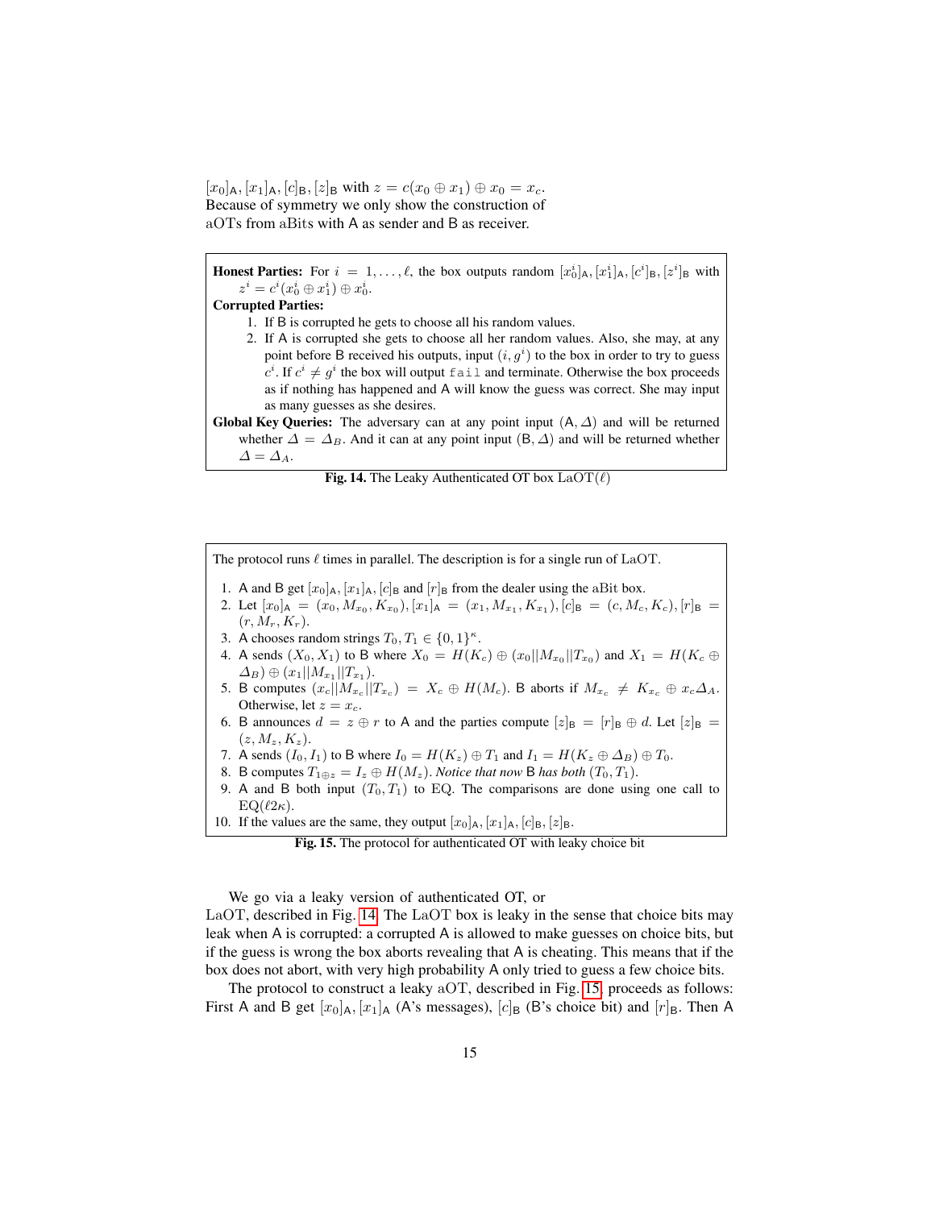$[x_0]_\mathsf{A}, [x_1]_\mathsf{A}, [c]_\mathsf{B}, [z]_\mathsf{B}$ with $z = c(x_0 \oplus x_1) \oplus x_0 = x_c$. Because of symmetry we only show the construction of aOTs from aBits with A as sender and B as receiver.

---

**Honest Parties:** For $i = 1, \ldots, \ell$, the box outputs random $[x_0^i]_\mathsf{A}, [x_1^i]_\mathsf{A}, [c^i]_\mathsf{B}, [z^i]_\mathsf{B}$ with $z^i = c^i(x_0^i \oplus x_1^i) \oplus x_0^i$.

**Corrupted Parties:**

1. If B is corrupted he gets to choose all his random values.
2. If A is corrupted she gets to choose all her random values. Also, she may, at any point before B received his outputs, input $(i, g^i)$ to the box in order to try to guess $c^i$. If $c^i \neq g^i$ the box will output `fail` and terminate. Otherwise the box proceeds as if nothing has happened and A will know the guess was correct. She may input as many guesses as she desires.

**Global Key Queries:** The adversary can at any point input $(\mathsf{A}, \Delta)$ and will be returned whether $\Delta = \Delta_B$. And it can at any point input $(\mathsf{B}, \Delta)$ and will be returned whether $\Delta = \Delta_A$.

---

**Fig. 14.** The Leaky Authenticated OT box $\mathrm{LaOT}(\ell)$

---

The protocol runs $\ell$ times in parallel. The description is for a single run of LaOT.

1. A and B get $[x_0]_\mathsf{A}, [x_1]_\mathsf{A}, [c]_\mathsf{B}$ and $[r]_\mathsf{B}$ from the dealer using the aBit box.
2. Let $[x_0]_\mathsf{A} = (x_0, M_{x_0}, K_{x_0}), [x_1]_\mathsf{A} = (x_1, M_{x_1}, K_{x_1}), [c]_\mathsf{B} = (c, M_c, K_c), [r]_\mathsf{B} = (r, M_r, K_r)$.
3. A chooses random strings $T_0, T_1 \in \{0,1\}^\kappa$.
4. A sends $(X_0, X_1)$ to B where $X_0 = H(K_c) \oplus (x_0 || M_{x_0} || T_{x_0})$ and $X_1 = H(K_c \oplus \Delta_B) \oplus (x_1 || M_{x_1} || T_{x_1})$.
5. B computes $(x_c || M_{x_c} || T_{x_c}) = X_c \oplus H(M_c)$. B aborts if $M_{x_c} \neq K_{x_c} \oplus x_c \Delta_A$. Otherwise, let $z = x_c$.
6. B announces $d = z \oplus r$ to A and the parties compute $[z]_\mathsf{B} = [r]_\mathsf{B} \oplus d$. Let $[z]_\mathsf{B} = (z, M_z, K_z)$.
7. A sends $(I_0, I_1)$ to B where $I_0 = H(K_z) \oplus T_1$ and $I_1 = H(K_z \oplus \Delta_B) \oplus T_0$.
8. B computes $T_{1 \oplus z} = I_z \oplus H(M_z)$. *Notice that now* B *has both* $(T_0, T_1)$.
9. A and B both input $(T_0, T_1)$ to EQ. The comparisons are done using one call to $\mathrm{EQ}(\ell 2\kappa)$.
10. If the values are the same, they output $[x_0]_\mathsf{A}, [x_1]_\mathsf{A}, [c]_\mathsf{B}, [z]_\mathsf{B}$.

---

**Fig. 15.** The protocol for authenticated OT with leaky choice bit

We go via a leaky version of authenticated OT, or LaOT, described in Fig. 14. The LaOT box is leaky in the sense that choice bits may leak when A is corrupted: a corrupted A is allowed to make guesses on choice bits, but if the guess is wrong the box aborts revealing that A is cheating. This means that if the box does not abort, with very high probability A only tried to guess a few choice bits.

The protocol to construct a leaky aOT, described in Fig. 15, proceeds as follows: First A and B get $[x_0]_\mathsf{A}, [x_1]_\mathsf{A}$ (A's messages), $[c]_\mathsf{B}$ (B's choice bit) and $[r]_\mathsf{B}$. Then A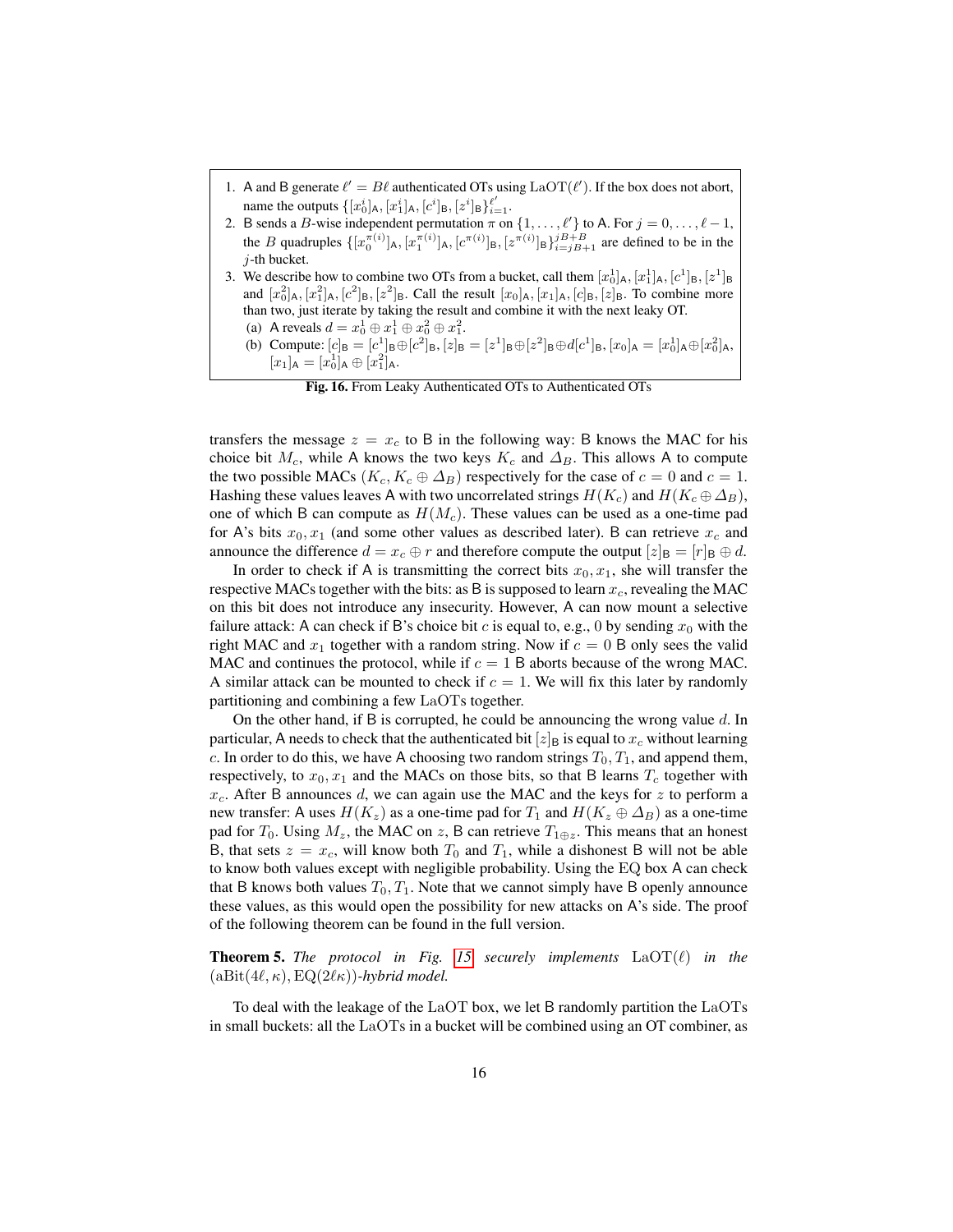1. A and B generate $\ell' = B\ell$ authenticated OTs using $\mathrm{LaOT}(\ell')$. If the box does not abort, name the outputs $\{[x_0^i]_{\mathsf{A}}, [x_1^i]_{\mathsf{A}}, [c^i]_{\mathsf{B}}, [z^i]_{\mathsf{B}}\}_{i=1}^{\ell'}$.
2. B sends a $B$-wise independent permutation $\pi$ on $\{1, \ldots, \ell'\}$ to A. For $j = 0, \ldots, \ell - 1$, the $B$ quadruples $\{[x_0^{\pi(i)}]_{\mathsf{A}}, [x_1^{\pi(i)}]_{\mathsf{A}}, [c^{\pi(i)}]_{\mathsf{B}}, [z^{\pi(i)}]_{\mathsf{B}}\}_{i=jB+1}^{jB+B}$ are defined to be in the $j$-th bucket.
3. We describe how to combine two OTs from a bucket, call them $[x_0^1]_{\mathsf{A}}, [x_1^1]_{\mathsf{A}}, [c^1]_{\mathsf{B}}, [z^1]_{\mathsf{B}}$ and $[x_0^2]_{\mathsf{A}}, [x_1^2]_{\mathsf{A}}, [c^2]_{\mathsf{B}}, [z^2]_{\mathsf{B}}$. Call the result $[x_0]_{\mathsf{A}}, [x_1]_{\mathsf{A}}, [c]_{\mathsf{B}}, [z]_{\mathsf{B}}$. To combine more than two, just iterate by taking the result and combine it with the next leaky OT.
   (a) A reveals $d = x_0^1 \oplus x_1^1 \oplus x_0^2 \oplus x_1^2$.
   (b) Compute: $[c]_{\mathsf{B}} = [c^1]_{\mathsf{B}} \oplus [c^2]_{\mathsf{B}}$, $[z]_{\mathsf{B}} = [z^1]_{\mathsf{B}} \oplus [z^2]_{\mathsf{B}} \oplus d[c^1]_{\mathsf{B}}$, $[x_0]_{\mathsf{A}} = [x_0^1]_{\mathsf{A}} \oplus [x_0^2]_{\mathsf{A}}$, $[x_1]_{\mathsf{A}} = [x_0^1]_{\mathsf{A}} \oplus [x_1^2]_{\mathsf{A}}$.

**Fig. 16.** From Leaky Authenticated OTs to Authenticated OTs

transfers the message $z = x_c$ to B in the following way: B knows the MAC for his choice bit $M_c$, while A knows the two keys $K_c$ and $\Delta_B$. This allows A to compute the two possible MACs $(K_c, K_c \oplus \Delta_B)$ respectively for the case of $c = 0$ and $c = 1$. Hashing these values leaves A with two uncorrelated strings $H(K_c)$ and $H(K_c \oplus \Delta_B)$, one of which B can compute as $H(M_c)$. These values can be used as a one-time pad for A's bits $x_0, x_1$ (and some other values as described later). B can retrieve $x_c$ and announce the difference $d = x_c \oplus r$ and therefore compute the output $[z]_{\mathsf{B}} = [r]_{\mathsf{B}} \oplus d$.

In order to check if A is transmitting the correct bits $x_0, x_1$, she will transfer the respective MACs together with the bits: as B is supposed to learn $x_c$, revealing the MAC on this bit does not introduce any insecurity. However, A can now mount a selective failure attack: A can check if B's choice bit $c$ is equal to, e.g., 0 by sending $x_0$ with the right MAC and $x_1$ together with a random string. Now if $c = 0$ B only sees the valid MAC and continues the protocol, while if $c = 1$ B aborts because of the wrong MAC. A similar attack can be mounted to check if $c = 1$. We will fix this later by randomly partitioning and combining a few LaOTs together.

On the other hand, if B is corrupted, he could be announcing the wrong value $d$. In particular, A needs to check that the authenticated bit $[z]_{\mathsf{B}}$ is equal to $x_c$ without learning $c$. In order to do this, we have A choosing two random strings $T_0, T_1$, and append them, respectively, to $x_0, x_1$ and the MACs on those bits, so that B learns $T_c$ together with $x_c$. After B announces $d$, we can again use the MAC and the keys for $z$ to perform a new transfer: A uses $H(K_z)$ as a one-time pad for $T_1$ and $H(K_z \oplus \Delta_B)$ as a one-time pad for $T_0$. Using $M_z$, the MAC on $z$, B can retrieve $T_{1 \oplus z}$. This means that an honest B, that sets $z = x_c$, will know both $T_0$ and $T_1$, while a dishonest B will not be able to know both values except with negligible probability. Using the EQ box A can check that B knows both values $T_0, T_1$. Note that we cannot simply have B openly announce these values, as this would open the possibility for new attacks on A's side. The proof of the following theorem can be found in the full version.

**Theorem 5.** *The protocol in Fig. 15 securely implements* $\mathrm{LaOT}(\ell)$ *in the* $(\mathrm{aBit}(4\ell, \kappa), \mathrm{EQ}(2\ell\kappa))$*-hybrid model.*

To deal with the leakage of the LaOT box, we let B randomly partition the LaOTs in small buckets: all the LaOTs in a bucket will be combined using an OT combiner, as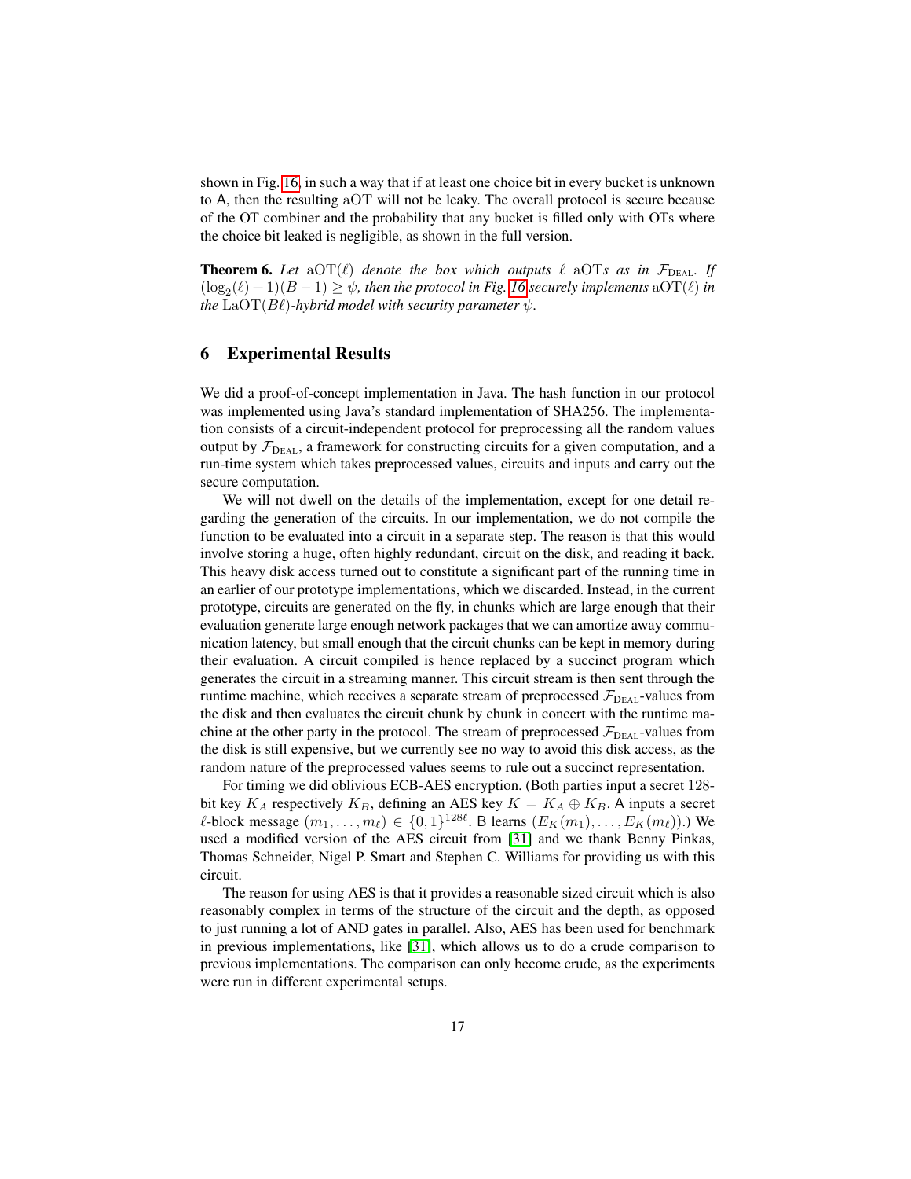shown in Fig. 16, in such a way that if at least one choice bit in every bucket is unknown to A, then the resulting aOT will not be leaky. The overall protocol is secure because of the OT combiner and the probability that any bucket is filled only with OTs where the choice bit leaked is negligible, as shown in the full version.

**Theorem 6.** *Let* $\mathrm{aOT}(\ell)$ *denote the box which outputs* $\ell$ aOT*s as in* $\mathcal{F}_{\mathrm{DEAL}}$*. If* $(\log_2(\ell)+1)(B-1) \geq \psi$*, then the protocol in Fig. 16 securely implements* $\mathrm{aOT}(\ell)$ *in the* $\mathrm{LaOT}(B\ell)$*-hybrid model with security parameter* $\psi$*.*

## 6 Experimental Results

We did a proof-of-concept implementation in Java. The hash function in our protocol was implemented using Java's standard implementation of SHA256. The implementation consists of a circuit-independent protocol for preprocessing all the random values output by $\mathcal{F}_{\mathrm{DEAL}}$, a framework for constructing circuits for a given computation, and a run-time system which takes preprocessed values, circuits and inputs and carry out the secure computation.

We will not dwell on the details of the implementation, except for one detail regarding the generation of the circuits. In our implementation, we do not compile the function to be evaluated into a circuit in a separate step. The reason is that this would involve storing a huge, often highly redundant, circuit on the disk, and reading it back. This heavy disk access turned out to constitute a significant part of the running time in an earlier of our prototype implementations, which we discarded. Instead, in the current prototype, circuits are generated on the fly, in chunks which are large enough that their evaluation generate large enough network packages that we can amortize away communication latency, but small enough that the circuit chunks can be kept in memory during their evaluation. A circuit compiled is hence replaced by a succinct program which generates the circuit in a streaming manner. This circuit stream is then sent through the runtime machine, which receives a separate stream of preprocessed $\mathcal{F}_{\mathrm{DEAL}}$-values from the disk and then evaluates the circuit chunk by chunk in concert with the runtime machine at the other party in the protocol. The stream of preprocessed $\mathcal{F}_{\mathrm{DEAL}}$-values from the disk is still expensive, but we currently see no way to avoid this disk access, as the random nature of the preprocessed values seems to rule out a succinct representation.

For timing we did oblivious ECB-AES encryption. (Both parties input a secret 128-bit key $K_A$ respectively $K_B$, defining an AES key $K = K_A \oplus K_B$. A inputs a secret $\ell$-block message $(m_1, \ldots, m_\ell) \in \{0,1\}^{128\ell}$. B learns $(E_K(m_1), \ldots, E_K(m_\ell))$.) We used a modified version of the AES circuit from [31] and we thank Benny Pinkas, Thomas Schneider, Nigel P. Smart and Stephen C. Williams for providing us with this circuit.

The reason for using AES is that it provides a reasonable sized circuit which is also reasonably complex in terms of the structure of the circuit and the depth, as opposed to just running a lot of AND gates in parallel. Also, AES has been used for benchmark in previous implementations, like [31], which allows us to do a crude comparison to previous implementations. The comparison can only become crude, as the experiments were run in different experimental setups.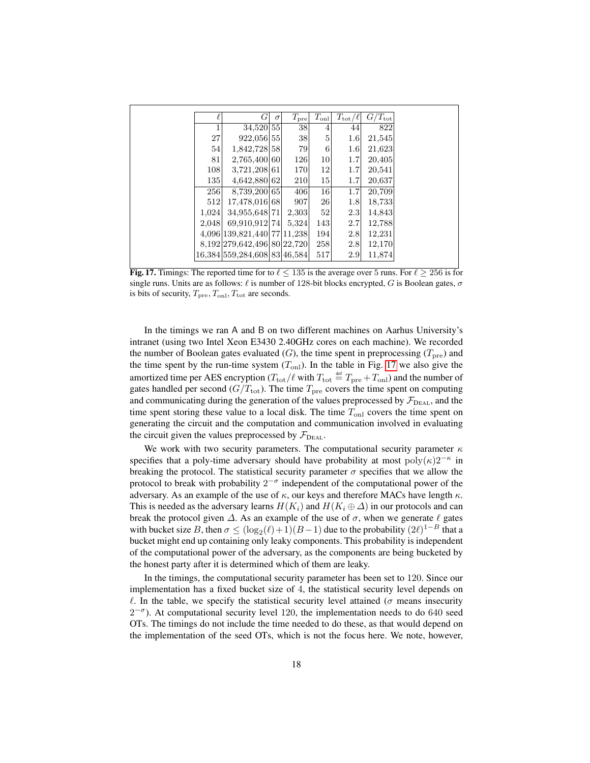| $\ell$ | $G$ | $\sigma$ | $T_{\text{pre}}$ | $T_{\text{onl}}$ | $T_{\text{tot}}/\ell$ | $G/T_{\text{tot}}$ |
|---|---|---|---|---|---|---|
| 1 | 34,520 | 55 | 38 | 4 | 44 | 822 |
| 27 | 922,056 | 55 | 38 | 5 | 1.6 | 21,545 |
| 54 | 1,842,728 | 58 | 79 | 6 | 1.6 | 21,623 |
| 81 | 2,765,400 | 60 | 126 | 10 | 1.7 | 20,405 |
| 108 | 3,721,208 | 61 | 170 | 12 | 1.7 | 20,541 |
| 135 | 4,642,880 | 62 | 210 | 15 | 1.7 | 20,637 |
| 256 | 8,739,200 | 65 | 406 | 16 | 1.7 | 20,709 |
| 512 | 17,478,016 | 68 | 907 | 26 | 1.8 | 18,733 |
| 1,024 | 34,955,648 | 71 | 2,303 | 52 | 2.3 | 14,843 |
| 2,048 | 69,910,912 | 74 | 5,324 | 143 | 2.7 | 12,788 |
| 4,096 | 139,821,440 | 77 | 11,238 | 194 | 2.8 | 12,231 |
| 8,192 | 279,642,496 | 80 | 22,720 | 258 | 2.8 | 12,170 |
| 16,384 | 559,284,608 | 83 | 46,584 | 517 | 2.9 | 11,874 |

**Fig. 17.** Timings: The reported time for to $\ell \leq 135$ is the average over 5 runs. For $\ell \geq 256$ is for single runs. Units are as follows: $\ell$ is number of 128-bit blocks encrypted, $G$ is Boolean gates, $\sigma$ is bits of security, $T_{\text{pre}}, T_{\text{onl}}, T_{\text{tot}}$ are seconds.

In the timings we ran A and B on two different machines on Aarhus University's intranet (using two Intel Xeon E3430 2.40GHz cores on each machine). We recorded the number of Boolean gates evaluated ($G$), the time spent in preprocessing ($T_{\text{pre}}$) and the time spent by the run-time system ($T_{\text{onl}}$). In the table in Fig. 17 we also give the amortized time per AES encryption ($T_{\text{tot}}/\ell$ with $T_{\text{tot}} \stackrel{\text{def}}{=} T_{\text{pre}} + T_{\text{onl}}$) and the number of gates handled per second ($G/T_{\text{tot}}$). The time $T_{\text{pre}}$ covers the time spent on computing and communicating during the generation of the values preprocessed by $\mathcal{F}_{\text{DEAL}}$, and the time spent storing these value to a local disk. The time $T_{\text{onl}}$ covers the time spent on generating the circuit and the computation and communication involved in evaluating the circuit given the values preprocessed by $\mathcal{F}_{\text{DEAL}}$.

We work with two security parameters. The computational security parameter $\kappa$ specifies that a poly-time adversary should have probability at most $\text{poly}(\kappa)2^{-\kappa}$ in breaking the protocol. The statistical security parameter $\sigma$ specifies that we allow the protocol to break with probability $2^{-\sigma}$ independent of the computational power of the adversary. As an example of the use of $\kappa$, our keys and therefore MACs have length $\kappa$. This is needed as the adversary learns $H(K_i)$ and $H(K_i \oplus \Delta)$ in our protocols and can break the protocol given $\Delta$. As an example of the use of $\sigma$, when we generate $\ell$ gates with bucket size $B$, then $\sigma \leq (\log_2(\ell)+1)(B-1)$ due to the probability $(2\ell)^{1-B}$ that a bucket might end up containing only leaky components. This probability is independent of the computational power of the adversary, as the components are being bucketed by the honest party after it is determined which of them are leaky.

In the timings, the computational security parameter has been set to 120. Since our implementation has a fixed bucket size of 4, the statistical security level depends on $\ell$. In the table, we specify the statistical security level attained ($\sigma$ means insecurity $2^{-\sigma}$). At computational security level 120, the implementation needs to do 640 seed OTs. The timings do not include the time needed to do these, as that would depend on the implementation of the seed OTs, which is not the focus here. We note, however,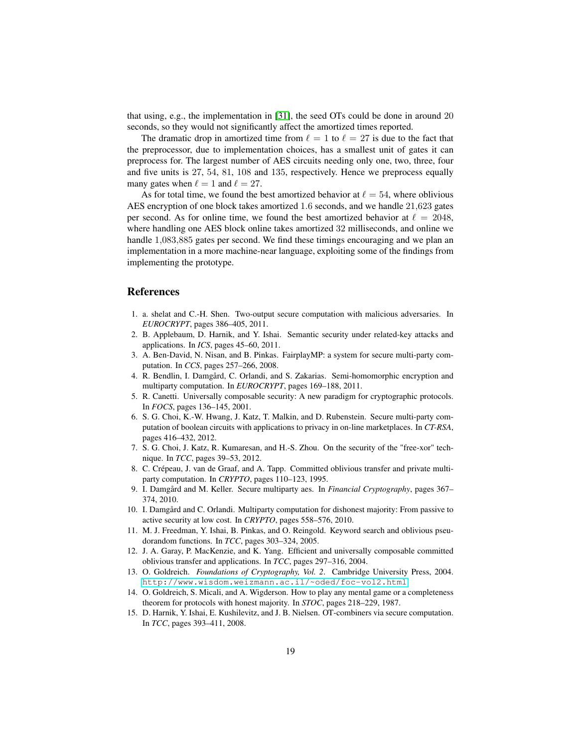that using, e.g., the implementation in [31], the seed OTs could be done in around 20 seconds, so they would not significantly affect the amortized times reported.

The dramatic drop in amortized time from $\ell = 1$ to $\ell = 27$ is due to the fact that the preprocessor, due to implementation choices, has a smallest unit of gates it can preprocess for. The largest number of AES circuits needing only one, two, three, four and five units is 27, 54, 81, 108 and 135, respectively. Hence we preprocess equally many gates when $\ell = 1$ and $\ell = 27$.

As for total time, we found the best amortized behavior at $\ell = 54$, where oblivious AES encryption of one block takes amortized 1.6 seconds, and we handle 21,623 gates per second. As for online time, we found the best amortized behavior at $\ell = 2048$, where handling one AES block online takes amortized 32 milliseconds, and online we handle 1,083,885 gates per second. We find these timings encouraging and we plan an implementation in a more machine-near language, exploiting some of the findings from implementing the prototype.

## References

1. a. shelat and C.-H. Shen. Two-output secure computation with malicious adversaries. In *EUROCRYPT*, pages 386–405, 2011.
2. B. Applebaum, D. Harnik, and Y. Ishai. Semantic security under related-key attacks and applications. In *ICS*, pages 45–60, 2011.
3. A. Ben-David, N. Nisan, and B. Pinkas. FairplayMP: a system for secure multi-party computation. In *CCS*, pages 257–266, 2008.
4. R. Bendlin, I. Damgård, C. Orlandi, and S. Zakarias. Semi-homomorphic encryption and multiparty computation. In *EUROCRYPT*, pages 169–188, 2011.
5. R. Canetti. Universally composable security: A new paradigm for cryptographic protocols. In *FOCS*, pages 136–145, 2001.
6. S. G. Choi, K.-W. Hwang, J. Katz, T. Malkin, and D. Rubenstein. Secure multi-party computation of boolean circuits with applications to privacy in on-line marketplaces. In *CT-RSA*, pages 416–432, 2012.
7. S. G. Choi, J. Katz, R. Kumaresan, and H.-S. Zhou. On the security of the "free-xor" technique. In *TCC*, pages 39–53, 2012.
8. C. Crépeau, J. van de Graaf, and A. Tapp. Committed oblivious transfer and private multiparty computation. In *CRYPTO*, pages 110–123, 1995.
9. I. Damgård and M. Keller. Secure multiparty aes. In *Financial Cryptography*, pages 367–374, 2010.
10. I. Damgård and C. Orlandi. Multiparty computation for dishonest majority: From passive to active security at low cost. In *CRYPTO*, pages 558–576, 2010.
11. M. J. Freedman, Y. Ishai, B. Pinkas, and O. Reingold. Keyword search and oblivious pseudorandom functions. In *TCC*, pages 303–324, 2005.
12. J. A. Garay, P. MacKenzie, and K. Yang. Efficient and universally composable committed oblivious transfer and applications. In *TCC*, pages 297–316, 2004.
13. O. Goldreich. *Foundations of Cryptography, Vol. 2*. Cambridge University Press, 2004. http://www.wisdom.weizmann.ac.il/~oded/foc-vol2.html
14. O. Goldreich, S. Micali, and A. Wigderson. How to play any mental game or a completeness theorem for protocols with honest majority. In *STOC*, pages 218–229, 1987.
15. D. Harnik, Y. Ishai, E. Kushilevitz, and J. B. Nielsen. OT-combiners via secure computation. In *TCC*, pages 393–411, 2008.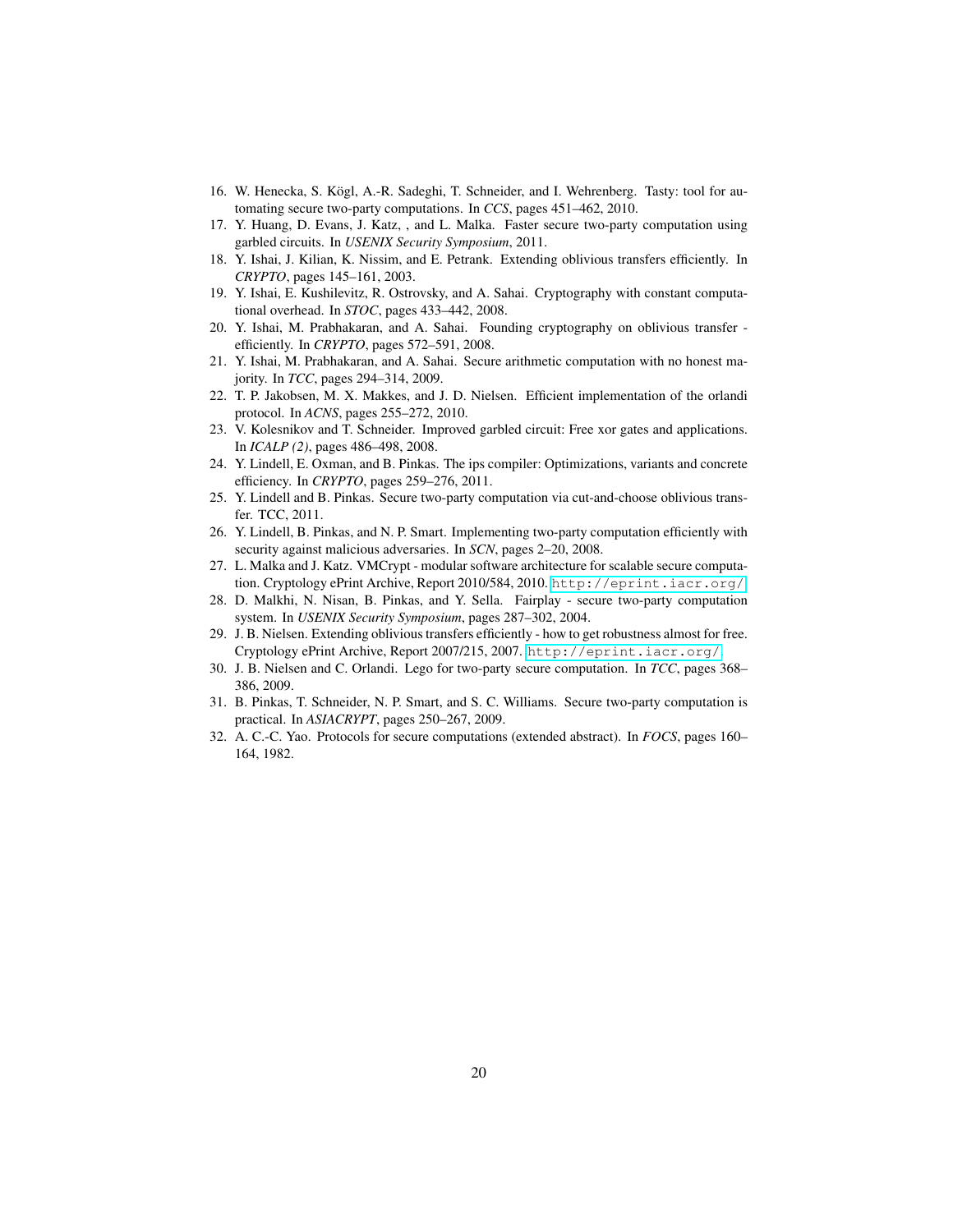16. W. Henecka, S. Kögl, A.-R. Sadeghi, T. Schneider, and I. Wehrenberg. Tasty: tool for automating secure two-party computations. In *CCS*, pages 451–462, 2010.
17. Y. Huang, D. Evans, J. Katz, , and L. Malka. Faster secure two-party computation using garbled circuits. In *USENIX Security Symposium*, 2011.
18. Y. Ishai, J. Kilian, K. Nissim, and E. Petrank. Extending oblivious transfers efficiently. In *CRYPTO*, pages 145–161, 2003.
19. Y. Ishai, E. Kushilevitz, R. Ostrovsky, and A. Sahai. Cryptography with constant computational overhead. In *STOC*, pages 433–442, 2008.
20. Y. Ishai, M. Prabhakaran, and A. Sahai. Founding cryptography on oblivious transfer - efficiently. In *CRYPTO*, pages 572–591, 2008.
21. Y. Ishai, M. Prabhakaran, and A. Sahai. Secure arithmetic computation with no honest majority. In *TCC*, pages 294–314, 2009.
22. T. P. Jakobsen, M. X. Makkes, and J. D. Nielsen. Efficient implementation of the orlandi protocol. In *ACNS*, pages 255–272, 2010.
23. V. Kolesnikov and T. Schneider. Improved garbled circuit: Free xor gates and applications. In *ICALP (2)*, pages 486–498, 2008.
24. Y. Lindell, E. Oxman, and B. Pinkas. The ips compiler: Optimizations, variants and concrete efficiency. In *CRYPTO*, pages 259–276, 2011.
25. Y. Lindell and B. Pinkas. Secure two-party computation via cut-and-choose oblivious transfer. TCC, 2011.
26. Y. Lindell, B. Pinkas, and N. P. Smart. Implementing two-party computation efficiently with security against malicious adversaries. In *SCN*, pages 2–20, 2008.
27. L. Malka and J. Katz. VMCrypt - modular software architecture for scalable secure computation. Cryptology ePrint Archive, Report 2010/584, 2010. http://eprint.iacr.org/.
28. D. Malkhi, N. Nisan, B. Pinkas, and Y. Sella. Fairplay - secure two-party computation system. In *USENIX Security Symposium*, pages 287–302, 2004.
29. J. B. Nielsen. Extending oblivious transfers efficiently - how to get robustness almost for free. Cryptology ePrint Archive, Report 2007/215, 2007. http://eprint.iacr.org/.
30. J. B. Nielsen and C. Orlandi. Lego for two-party secure computation. In *TCC*, pages 368–386, 2009.
31. B. Pinkas, T. Schneider, N. P. Smart, and S. C. Williams. Secure two-party computation is practical. In *ASIACRYPT*, pages 250–267, 2009.
32. A. C.-C. Yao. Protocols for secure computations (extended abstract). In *FOCS*, pages 160–164, 1982.